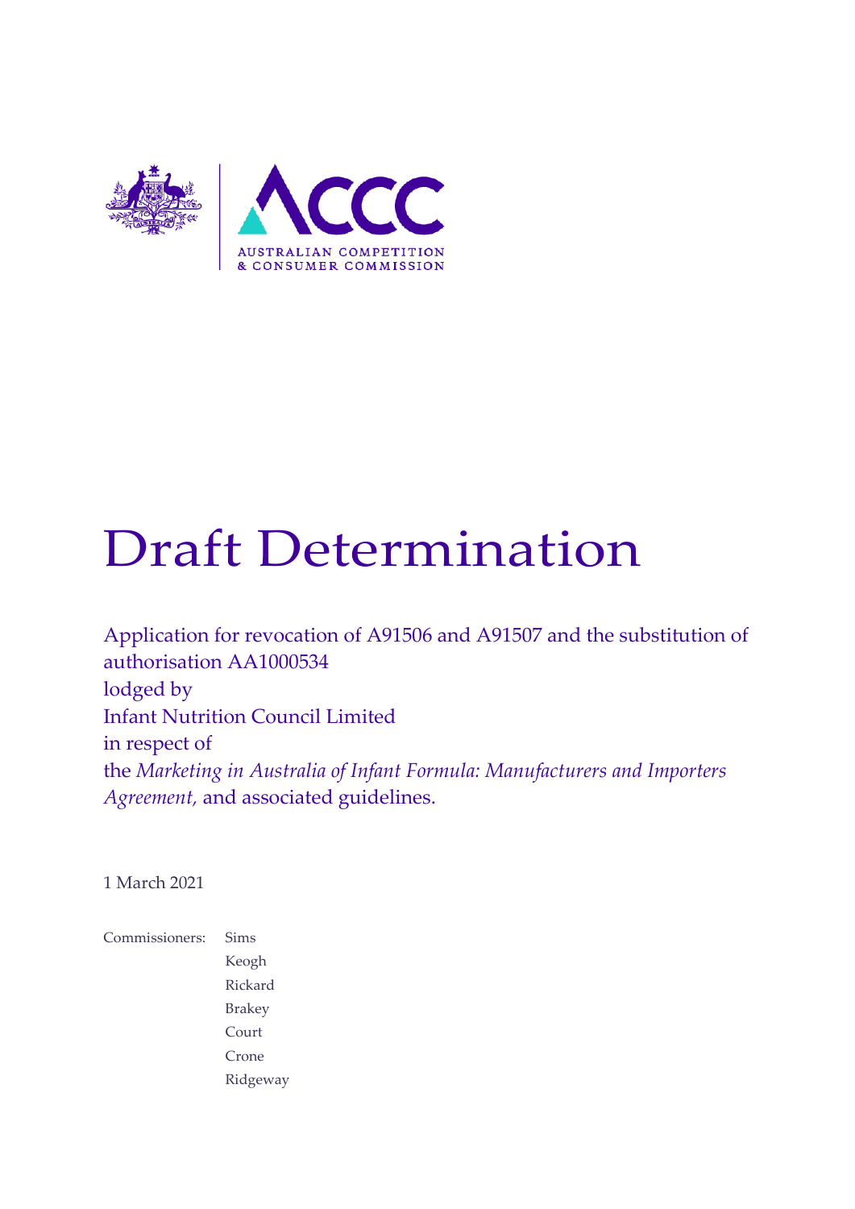# Draft Determination

Application for revocation of A91506 and A91507 and the substitution of authorisation AA1000534
lodged by
Infant Nutrition Council Limited
in respect of
the *Marketing in Australia of Infant Formula: Manufacturers and Importers Agreement,* and associated guidelines.

1 March 2021

Commissioners: Sims
Keogh
Rickard
Brakey
Court
Crone
Ridgeway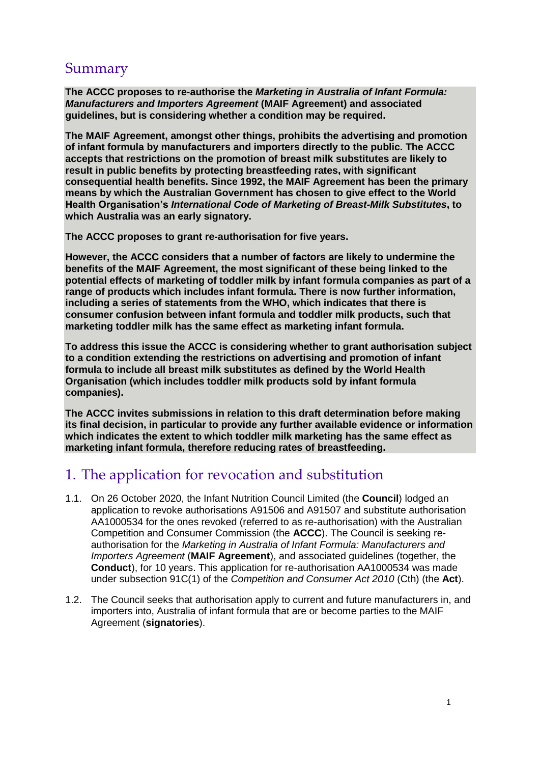## Summary

**The ACCC proposes to re-authorise the *Marketing in Australia of Infant Formula: Manufacturers and Importers Agreement* (MAIF Agreement) and associated guidelines, but is considering whether a condition may be required.**

**The MAIF Agreement, amongst other things, prohibits the advertising and promotion of infant formula by manufacturers and importers directly to the public. The ACCC accepts that restrictions on the promotion of breast milk substitutes are likely to result in public benefits by protecting breastfeeding rates, with significant consequential health benefits. Since 1992, the MAIF Agreement has been the primary means by which the Australian Government has chosen to give effect to the World Health Organisation's *International Code of Marketing of Breast-Milk Substitutes*, to which Australia was an early signatory.**

**The ACCC proposes to grant re-authorisation for five years.**

**However, the ACCC considers that a number of factors are likely to undermine the benefits of the MAIF Agreement, the most significant of these being linked to the potential effects of marketing of toddler milk by infant formula companies as part of a range of products which includes infant formula. There is now further information, including a series of statements from the WHO, which indicates that there is consumer confusion between infant formula and toddler milk products, such that marketing toddler milk has the same effect as marketing infant formula.**

**To address this issue the ACCC is considering whether to grant authorisation subject to a condition extending the restrictions on advertising and promotion of infant formula to include all breast milk substitutes as defined by the World Health Organisation (which includes toddler milk products sold by infant formula companies).**

**The ACCC invites submissions in relation to this draft determination before making its final decision, in particular to provide any further available evidence or information which indicates the extent to which toddler milk marketing has the same effect as marketing infant formula, therefore reducing rates of breastfeeding.**

## 1. The application for revocation and substitution

1.1. On 26 October 2020, the Infant Nutrition Council Limited (the **Council**) lodged an application to revoke authorisations A91506 and A91507 and substitute authorisation AA1000534 for the ones revoked (referred to as re-authorisation) with the Australian Competition and Consumer Commission (the **ACCC**). The Council is seeking re-authorisation for the *Marketing in Australia of Infant Formula: Manufacturers and Importers Agreement* (**MAIF Agreement**), and associated guidelines (together, the **Conduct**), for 10 years. This application for re-authorisation AA1000534 was made under subsection 91C(1) of the *Competition and Consumer Act 2010* (Cth) (the **Act**).

1.2. The Council seeks that authorisation apply to current and future manufacturers in, and importers into, Australia of infant formula that are or become parties to the MAIF Agreement (**signatories**).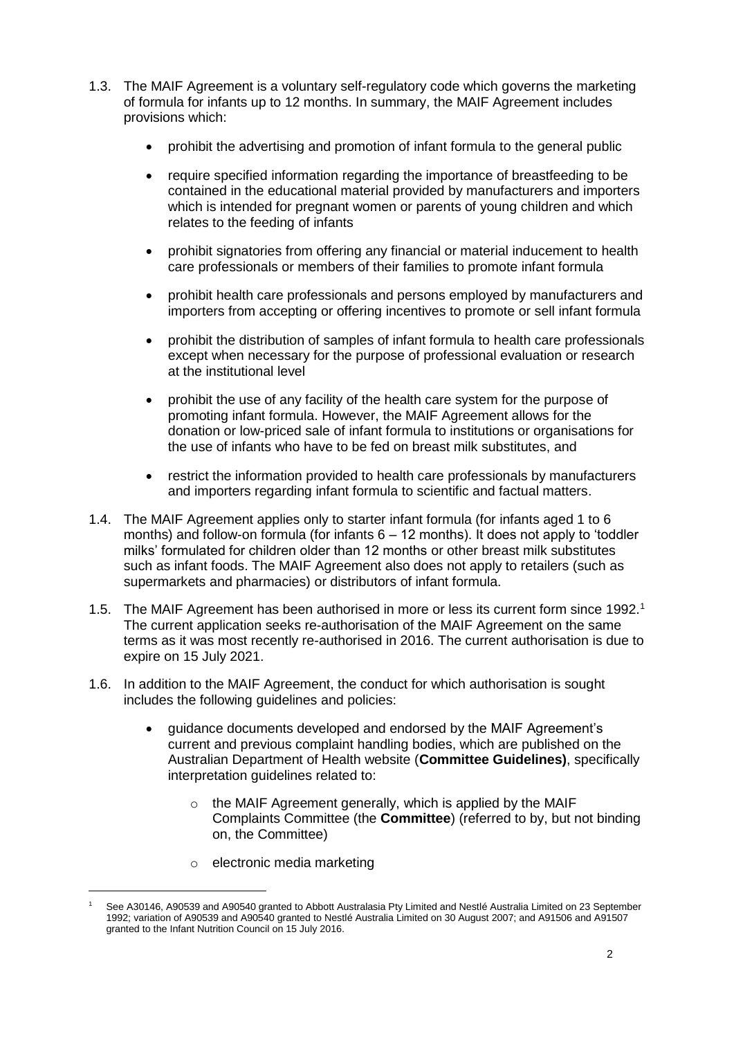1.3. The MAIF Agreement is a voluntary self-regulatory code which governs the marketing of formula for infants up to 12 months. In summary, the MAIF Agreement includes provisions which:

- prohibit the advertising and promotion of infant formula to the general public
- require specified information regarding the importance of breastfeeding to be contained in the educational material provided by manufacturers and importers which is intended for pregnant women or parents of young children and which relates to the feeding of infants
- prohibit signatories from offering any financial or material inducement to health care professionals or members of their families to promote infant formula
- prohibit health care professionals and persons employed by manufacturers and importers from accepting or offering incentives to promote or sell infant formula
- prohibit the distribution of samples of infant formula to health care professionals except when necessary for the purpose of professional evaluation or research at the institutional level
- prohibit the use of any facility of the health care system for the purpose of promoting infant formula. However, the MAIF Agreement allows for the donation or low-priced sale of infant formula to institutions or organisations for the use of infants who have to be fed on breast milk substitutes, and
- restrict the information provided to health care professionals by manufacturers and importers regarding infant formula to scientific and factual matters.

1.4. The MAIF Agreement applies only to starter infant formula (for infants aged 1 to 6 months) and follow-on formula (for infants 6 – 12 months). It does not apply to 'toddler milks' formulated for children older than 12 months or other breast milk substitutes such as infant foods. The MAIF Agreement also does not apply to retailers (such as supermarkets and pharmacies) or distributors of infant formula.

1.5. The MAIF Agreement has been authorised in more or less its current form since 1992.[1] The current application seeks re-authorisation of the MAIF Agreement on the same terms as it was most recently re-authorised in 2016. The current authorisation is due to expire on 15 July 2021.

1.6. In addition to the MAIF Agreement, the conduct for which authorisation is sought includes the following guidelines and policies:

- guidance documents developed and endorsed by the MAIF Agreement's current and previous complaint handling bodies, which are published on the Australian Department of Health website (**Committee Guidelines)**, specifically interpretation guidelines related to:
  - the MAIF Agreement generally, which is applied by the MAIF Complaints Committee (the **Committee**) (referred to by, but not binding on, the Committee)
  - electronic media marketing

---

[1] See A30146, A90539 and A90540 granted to Abbott Australasia Pty Limited and Nestlé Australia Limited on 23 September 1992; variation of A90539 and A90540 granted to Nestlé Australia Limited on 30 August 2007; and A91506 and A91507 granted to the Infant Nutrition Council on 15 July 2016.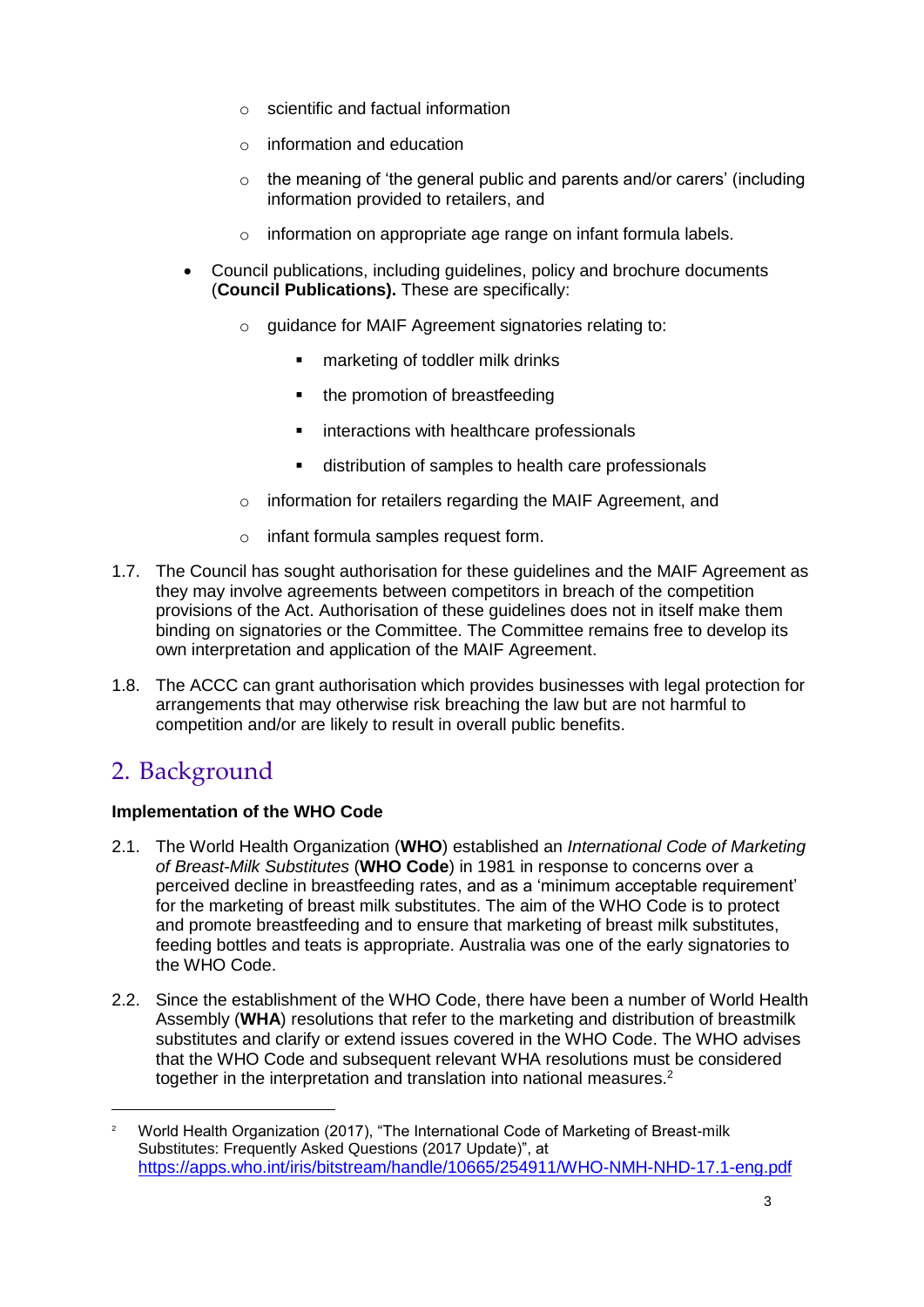- scientific and factual information
    - information and education
    - the meaning of 'the general public and parents and/or carers' (including information provided to retailers, and
    - information on appropriate age range on infant formula labels.
- Council publications, including guidelines, policy and brochure documents (**Council Publications).** These are specifically:
    - guidance for MAIF Agreement signatories relating to:
        - marketing of toddler milk drinks
        - the promotion of breastfeeding
        - interactions with healthcare professionals
        - distribution of samples to health care professionals
    - information for retailers regarding the MAIF Agreement, and
    - infant formula samples request form.

1.7. The Council has sought authorisation for these guidelines and the MAIF Agreement as they may involve agreements between competitors in breach of the competition provisions of the Act. Authorisation of these guidelines does not in itself make them binding on signatories or the Committee. The Committee remains free to develop its own interpretation and application of the MAIF Agreement.

1.8. The ACCC can grant authorisation which provides businesses with legal protection for arrangements that may otherwise risk breaching the law but are not harmful to competition and/or are likely to result in overall public benefits.

## 2. Background

**Implementation of the WHO Code**

2.1. The World Health Organization (**WHO**) established an *International Code of Marketing of Breast-Milk Substitutes* (**WHO Code**) in 1981 in response to concerns over a perceived decline in breastfeeding rates, and as a 'minimum acceptable requirement' for the marketing of breast milk substitutes. The aim of the WHO Code is to protect and promote breastfeeding and to ensure that marketing of breast milk substitutes, feeding bottles and teats is appropriate. Australia was one of the early signatories to the WHO Code.

2.2. Since the establishment of the WHO Code, there have been a number of World Health Assembly (**WHA**) resolutions that refer to the marketing and distribution of breastmilk substitutes and clarify or extend issues covered in the WHO Code. The WHO advises that the WHO Code and subsequent relevant WHA resolutions must be considered together in the interpretation and translation into national measures.[2]

---

[2] World Health Organization (2017), "The International Code of Marketing of Breast-milk Substitutes: Frequently Asked Questions (2017 Update)", at https://apps.who.int/iris/bitstream/handle/10665/254911/WHO-NMH-NHD-17.1-eng.pdf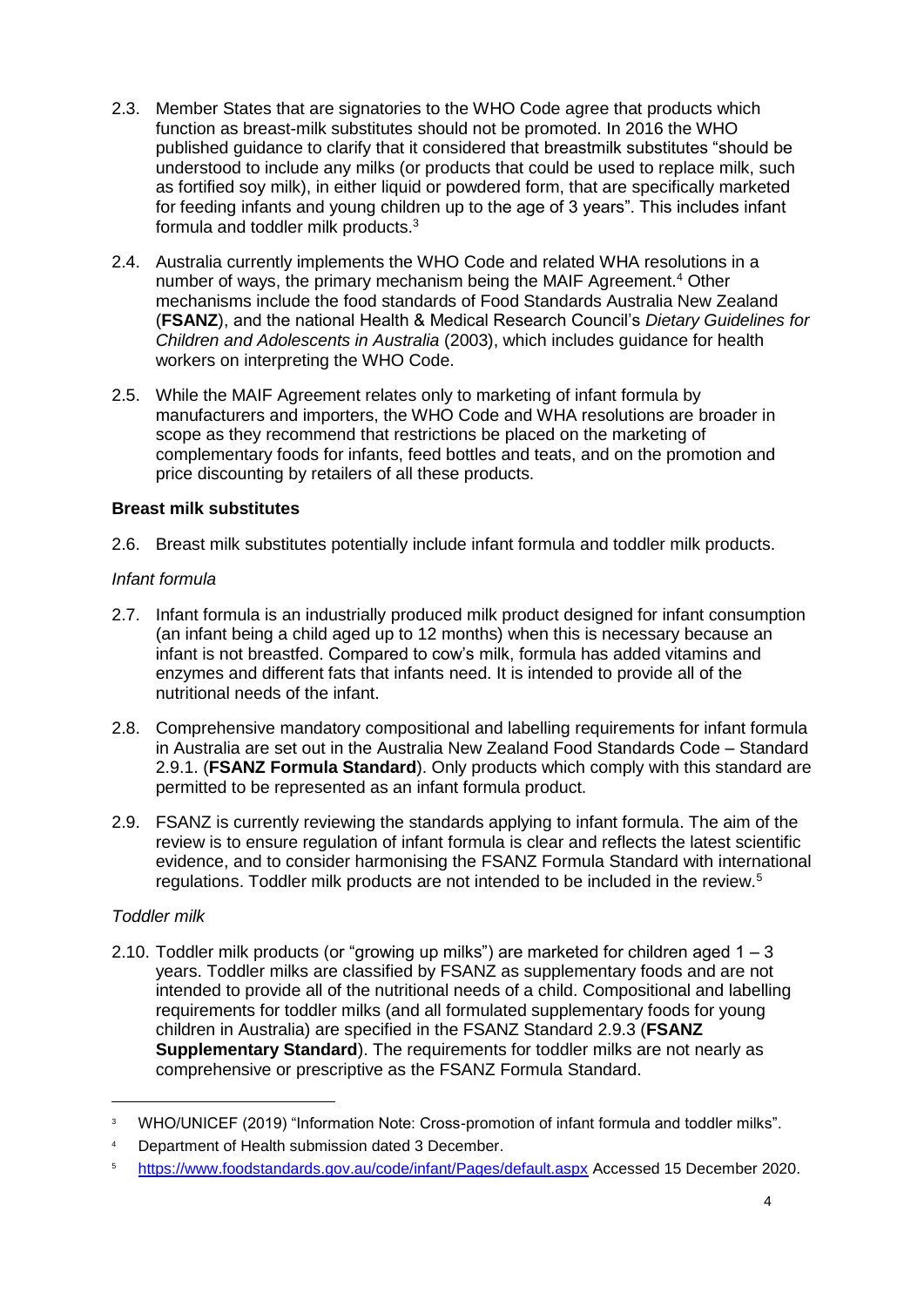2.3. Member States that are signatories to the WHO Code agree that products which function as breast-milk substitutes should not be promoted. In 2016 the WHO published guidance to clarify that it considered that breastmilk substitutes "should be understood to include any milks (or products that could be used to replace milk, such as fortified soy milk), in either liquid or powdered form, that are specifically marketed for feeding infants and young children up to the age of 3 years". This includes infant formula and toddler milk products.[3]

2.4. Australia currently implements the WHO Code and related WHA resolutions in a number of ways, the primary mechanism being the MAIF Agreement.[4] Other mechanisms include the food standards of Food Standards Australia New Zealand (**FSANZ**), and the national Health & Medical Research Council's *Dietary Guidelines for Children and Adolescents in Australia* (2003), which includes guidance for health workers on interpreting the WHO Code.

2.5. While the MAIF Agreement relates only to marketing of infant formula by manufacturers and importers, the WHO Code and WHA resolutions are broader in scope as they recommend that restrictions be placed on the marketing of complementary foods for infants, feed bottles and teats, and on the promotion and price discounting by retailers of all these products.

**Breast milk substitutes**

2.6. Breast milk substitutes potentially include infant formula and toddler milk products.

*Infant formula*

2.7. Infant formula is an industrially produced milk product designed for infant consumption (an infant being a child aged up to 12 months) when this is necessary because an infant is not breastfed. Compared to cow's milk, formula has added vitamins and enzymes and different fats that infants need. It is intended to provide all of the nutritional needs of the infant.

2.8. Comprehensive mandatory compositional and labelling requirements for infant formula in Australia are set out in the Australia New Zealand Food Standards Code – Standard 2.9.1. (**FSANZ Formula Standard**). Only products which comply with this standard are permitted to be represented as an infant formula product.

2.9. FSANZ is currently reviewing the standards applying to infant formula. The aim of the review is to ensure regulation of infant formula is clear and reflects the latest scientific evidence, and to consider harmonising the FSANZ Formula Standard with international regulations. Toddler milk products are not intended to be included in the review.[5]

*Toddler milk*

2.10. Toddler milk products (or "growing up milks") are marketed for children aged 1 – 3 years. Toddler milks are classified by FSANZ as supplementary foods and are not intended to provide all of the nutritional needs of a child. Compositional and labelling requirements for toddler milks (and all formulated supplementary foods for young children in Australia) are specified in the FSANZ Standard 2.9.3 (**FSANZ Supplementary Standard**). The requirements for toddler milks are not nearly as comprehensive or prescriptive as the FSANZ Formula Standard.

---

[3] WHO/UNICEF (2019) "Information Note: Cross-promotion of infant formula and toddler milks".

[4] Department of Health submission dated 3 December.

[5] https://www.foodstandards.gov.au/code/infant/Pages/default.aspx Accessed 15 December 2020.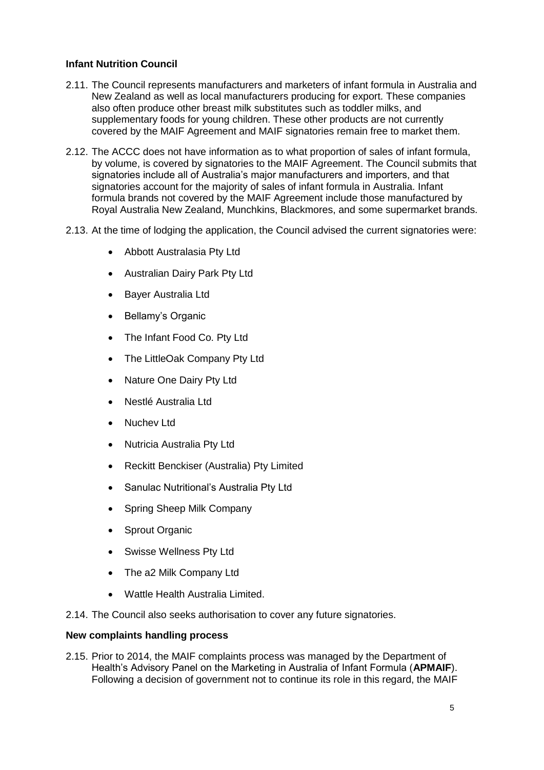**Infant Nutrition Council**

2.11. The Council represents manufacturers and marketers of infant formula in Australia and New Zealand as well as local manufacturers producing for export. These companies also often produce other breast milk substitutes such as toddler milks, and supplementary foods for young children. These other products are not currently covered by the MAIF Agreement and MAIF signatories remain free to market them.

2.12. The ACCC does not have information as to what proportion of sales of infant formula, by volume, is covered by signatories to the MAIF Agreement. The Council submits that signatories include all of Australia's major manufacturers and importers, and that signatories account for the majority of sales of infant formula in Australia. Infant formula brands not covered by the MAIF Agreement include those manufactured by Royal Australia New Zealand, Munchkins, Blackmores, and some supermarket brands.

2.13. At the time of lodging the application, the Council advised the current signatories were:

- Abbott Australasia Pty Ltd
- Australian Dairy Park Pty Ltd
- Bayer Australia Ltd
- Bellamy's Organic
- The Infant Food Co. Pty Ltd
- The LittleOak Company Pty Ltd
- Nature One Dairy Pty Ltd
- Nestlé Australia Ltd
- Nuchev Ltd
- Nutricia Australia Pty Ltd
- Reckitt Benckiser (Australia) Pty Limited
- Sanulac Nutritional's Australia Pty Ltd
- Spring Sheep Milk Company
- Sprout Organic
- Swisse Wellness Pty Ltd
- The a2 Milk Company Ltd
- Wattle Health Australia Limited.

2.14. The Council also seeks authorisation to cover any future signatories.

**New complaints handling process**

2.15. Prior to 2014, the MAIF complaints process was managed by the Department of Health's Advisory Panel on the Marketing in Australia of Infant Formula (**APMAIF**). Following a decision of government not to continue its role in this regard, the MAIF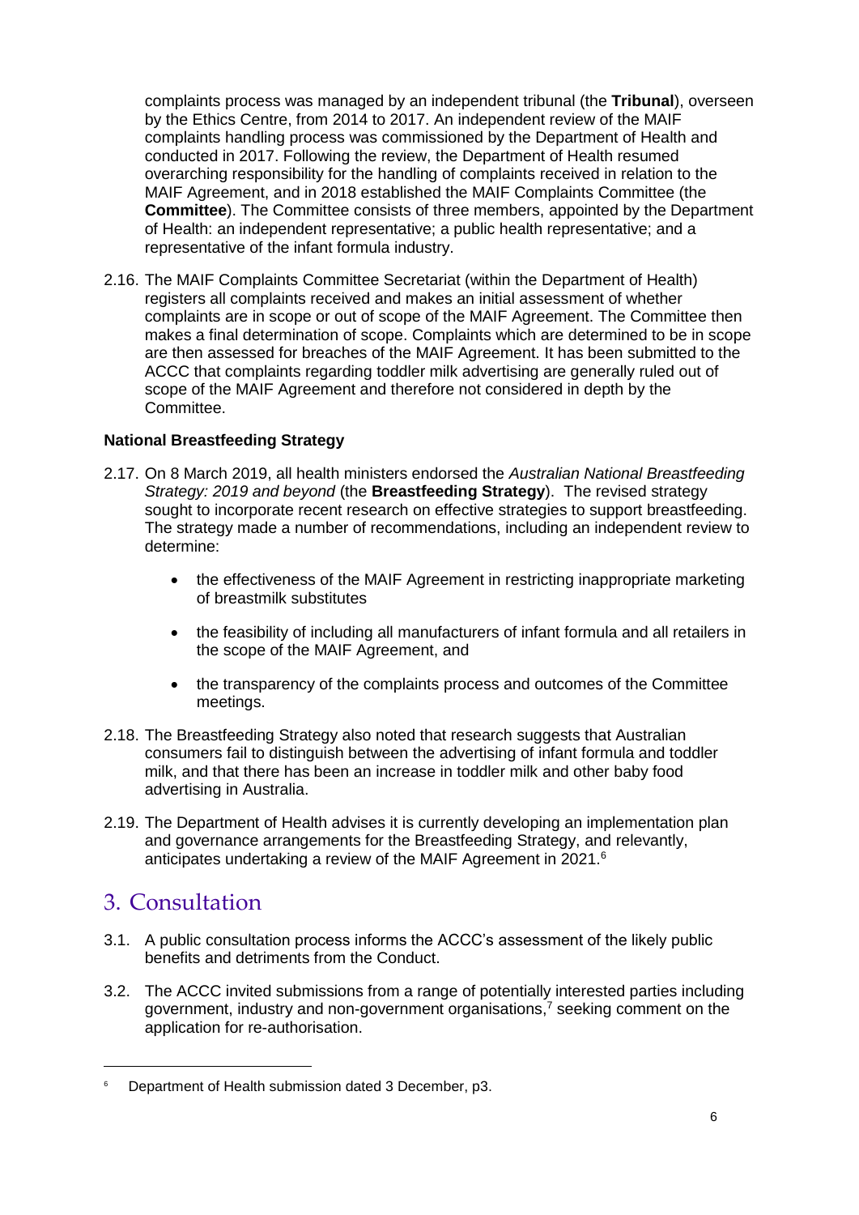complaints process was managed by an independent tribunal (the **Tribunal**), overseen by the Ethics Centre, from 2014 to 2017. An independent review of the MAIF complaints handling process was commissioned by the Department of Health and conducted in 2017. Following the review, the Department of Health resumed overarching responsibility for the handling of complaints received in relation to the MAIF Agreement, and in 2018 established the MAIF Complaints Committee (the **Committee**). The Committee consists of three members, appointed by the Department of Health: an independent representative; a public health representative; and a representative of the infant formula industry.

2.16. The MAIF Complaints Committee Secretariat (within the Department of Health) registers all complaints received and makes an initial assessment of whether complaints are in scope or out of scope of the MAIF Agreement. The Committee then makes a final determination of scope. Complaints which are determined to be in scope are then assessed for breaches of the MAIF Agreement. It has been submitted to the ACCC that complaints regarding toddler milk advertising are generally ruled out of scope of the MAIF Agreement and therefore not considered in depth by the Committee.

**National Breastfeeding Strategy**

2.17. On 8 March 2019, all health ministers endorsed the *Australian National Breastfeeding Strategy: 2019 and beyond* (the **Breastfeeding Strategy**). The revised strategy sought to incorporate recent research on effective strategies to support breastfeeding. The strategy made a number of recommendations, including an independent review to determine:

- the effectiveness of the MAIF Agreement in restricting inappropriate marketing of breastmilk substitutes
- the feasibility of including all manufacturers of infant formula and all retailers in the scope of the MAIF Agreement, and
- the transparency of the complaints process and outcomes of the Committee meetings.

2.18. The Breastfeeding Strategy also noted that research suggests that Australian consumers fail to distinguish between the advertising of infant formula and toddler milk, and that there has been an increase in toddler milk and other baby food advertising in Australia.

2.19. The Department of Health advises it is currently developing an implementation plan and governance arrangements for the Breastfeeding Strategy, and relevantly, anticipates undertaking a review of the MAIF Agreement in 2021.[6]

# 3. Consultation

3.1. A public consultation process informs the ACCC's assessment of the likely public benefits and detriments from the Conduct.

3.2. The ACCC invited submissions from a range of potentially interested parties including government, industry and non-government organisations,[7] seeking comment on the application for re-authorisation.

---

[6] Department of Health submission dated 3 December, p3.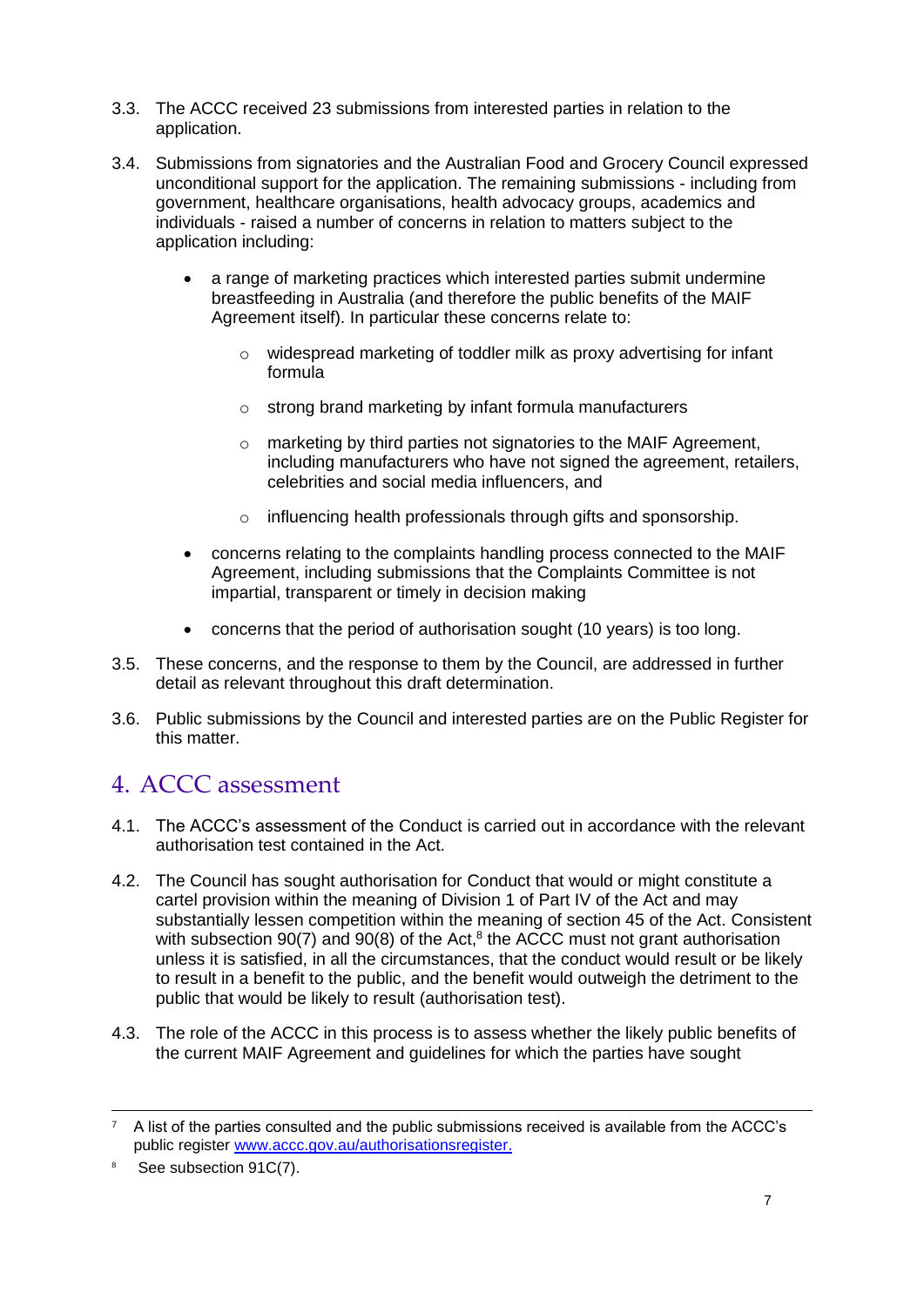3.3. The ACCC received 23 submissions from interested parties in relation to the application.

3.4. Submissions from signatories and the Australian Food and Grocery Council expressed unconditional support for the application. The remaining submissions - including from government, healthcare organisations, health advocacy groups, academics and individuals - raised a number of concerns in relation to matters subject to the application including:

- a range of marketing practices which interested parties submit undermine breastfeeding in Australia (and therefore the public benefits of the MAIF Agreement itself). In particular these concerns relate to:
  - widespread marketing of toddler milk as proxy advertising for infant formula
  - strong brand marketing by infant formula manufacturers
  - marketing by third parties not signatories to the MAIF Agreement, including manufacturers who have not signed the agreement, retailers, celebrities and social media influencers, and
  - influencing health professionals through gifts and sponsorship.
- concerns relating to the complaints handling process connected to the MAIF Agreement, including submissions that the Complaints Committee is not impartial, transparent or timely in decision making
- concerns that the period of authorisation sought (10 years) is too long.

3.5. These concerns, and the response to them by the Council, are addressed in further detail as relevant throughout this draft determination.

3.6. Public submissions by the Council and interested parties are on the Public Register for this matter.

## 4. ACCC assessment

4.1. The ACCC's assessment of the Conduct is carried out in accordance with the relevant authorisation test contained in the Act.

4.2. The Council has sought authorisation for Conduct that would or might constitute a cartel provision within the meaning of Division 1 of Part IV of the Act and may substantially lessen competition within the meaning of section 45 of the Act. Consistent with subsection 90(7) and 90(8) of the Act,[8] the ACCC must not grant authorisation unless it is satisfied, in all the circumstances, that the conduct would result or be likely to result in a benefit to the public, and the benefit would outweigh the detriment to the public that would be likely to result (authorisation test).

4.3. The role of the ACCC in this process is to assess whether the likely public benefits of the current MAIF Agreement and guidelines for which the parties have sought

---

[7] A list of the parties consulted and the public submissions received is available from the ACCC's public register www.accc.gov.au/authorisationsregister.

[8] See subsection 91C(7).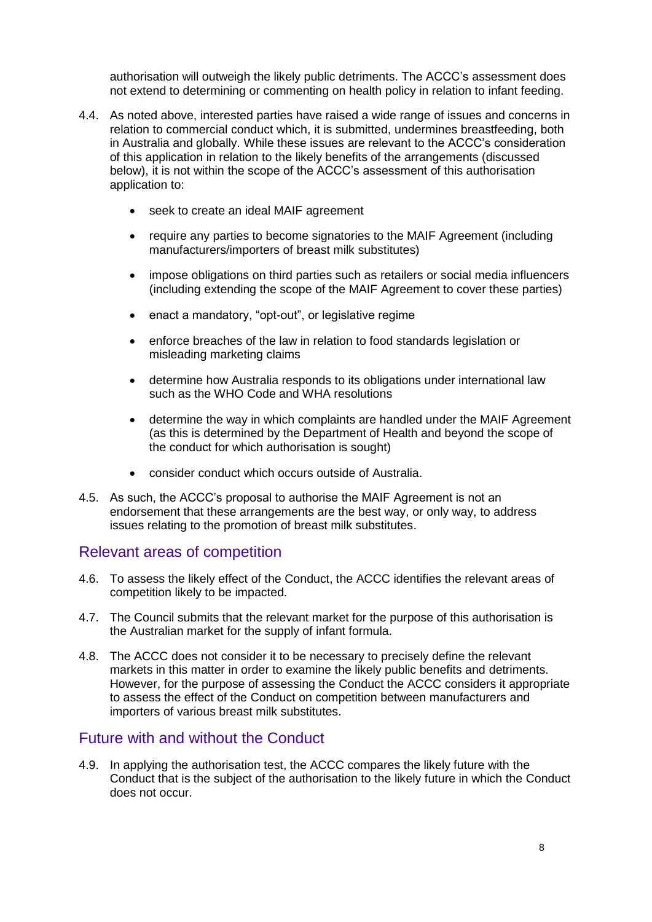authorisation will outweigh the likely public detriments. The ACCC's assessment does not extend to determining or commenting on health policy in relation to infant feeding.

4.4. As noted above, interested parties have raised a wide range of issues and concerns in relation to commercial conduct which, it is submitted, undermines breastfeeding, both in Australia and globally. While these issues are relevant to the ACCC's consideration of this application in relation to the likely benefits of the arrangements (discussed below), it is not within the scope of the ACCC's assessment of this authorisation application to:

- seek to create an ideal MAIF agreement
- require any parties to become signatories to the MAIF Agreement (including manufacturers/importers of breast milk substitutes)
- impose obligations on third parties such as retailers or social media influencers (including extending the scope of the MAIF Agreement to cover these parties)
- enact a mandatory, "opt-out", or legislative regime
- enforce breaches of the law in relation to food standards legislation or misleading marketing claims
- determine how Australia responds to its obligations under international law such as the WHO Code and WHA resolutions
- determine the way in which complaints are handled under the MAIF Agreement (as this is determined by the Department of Health and beyond the scope of the conduct for which authorisation is sought)
- consider conduct which occurs outside of Australia.

4.5. As such, the ACCC's proposal to authorise the MAIF Agreement is not an endorsement that these arrangements are the best way, or only way, to address issues relating to the promotion of breast milk substitutes.

## Relevant areas of competition

4.6. To assess the likely effect of the Conduct, the ACCC identifies the relevant areas of competition likely to be impacted.

4.7. The Council submits that the relevant market for the purpose of this authorisation is the Australian market for the supply of infant formula.

4.8. The ACCC does not consider it to be necessary to precisely define the relevant markets in this matter in order to examine the likely public benefits and detriments. However, for the purpose of assessing the Conduct the ACCC considers it appropriate to assess the effect of the Conduct on competition between manufacturers and importers of various breast milk substitutes.

## Future with and without the Conduct

4.9. In applying the authorisation test, the ACCC compares the likely future with the Conduct that is the subject of the authorisation to the likely future in which the Conduct does not occur.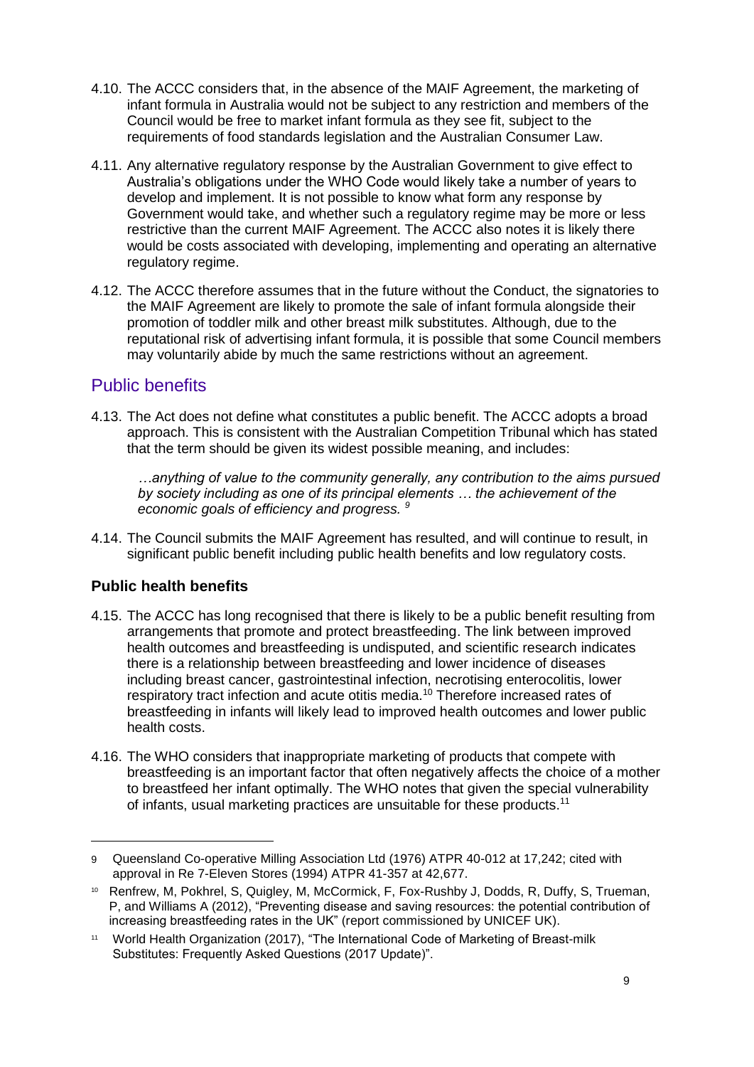4.10. The ACCC considers that, in the absence of the MAIF Agreement, the marketing of infant formula in Australia would not be subject to any restriction and members of the Council would be free to market infant formula as they see fit, subject to the requirements of food standards legislation and the Australian Consumer Law.

4.11. Any alternative regulatory response by the Australian Government to give effect to Australia's obligations under the WHO Code would likely take a number of years to develop and implement. It is not possible to know what form any response by Government would take, and whether such a regulatory regime may be more or less restrictive than the current MAIF Agreement. The ACCC also notes it is likely there would be costs associated with developing, implementing and operating an alternative regulatory regime.

4.12. The ACCC therefore assumes that in the future without the Conduct, the signatories to the MAIF Agreement are likely to promote the sale of infant formula alongside their promotion of toddler milk and other breast milk substitutes. Although, due to the reputational risk of advertising infant formula, it is possible that some Council members may voluntarily abide by much the same restrictions without an agreement.

## Public benefits

4.13. The Act does not define what constitutes a public benefit. The ACCC adopts a broad approach. This is consistent with the Australian Competition Tribunal which has stated that the term should be given its widest possible meaning, and includes:

> *…anything of value to the community generally, any contribution to the aims pursued by society including as one of its principal elements … the achievement of the economic goals of efficiency and progress.* [9]

4.14. The Council submits the MAIF Agreement has resulted, and will continue to result, in significant public benefit including public health benefits and low regulatory costs.

### Public health benefits

4.15. The ACCC has long recognised that there is likely to be a public benefit resulting from arrangements that promote and protect breastfeeding. The link between improved health outcomes and breastfeeding is undisputed, and scientific research indicates there is a relationship between breastfeeding and lower incidence of diseases including breast cancer, gastrointestinal infection, necrotising enterocolitis, lower respiratory tract infection and acute otitis media.[10] Therefore increased rates of breastfeeding in infants will likely lead to improved health outcomes and lower public health costs.

4.16. The WHO considers that inappropriate marketing of products that compete with breastfeeding is an important factor that often negatively affects the choice of a mother to breastfeed her infant optimally. The WHO notes that given the special vulnerability of infants, usual marketing practices are unsuitable for these products.[11]

---

[9] Queensland Co-operative Milling Association Ltd (1976) ATPR 40-012 at 17,242; cited with approval in Re 7-Eleven Stores (1994) ATPR 41-357 at 42,677.

[10] Renfrew, M, Pokhrel, S, Quigley, M, McCormick, F, Fox-Rushby J, Dodds, R, Duffy, S, Trueman, P, and Williams A (2012), "Preventing disease and saving resources: the potential contribution of increasing breastfeeding rates in the UK" (report commissioned by UNICEF UK).

[11] World Health Organization (2017), "The International Code of Marketing of Breast-milk Substitutes: Frequently Asked Questions (2017 Update)".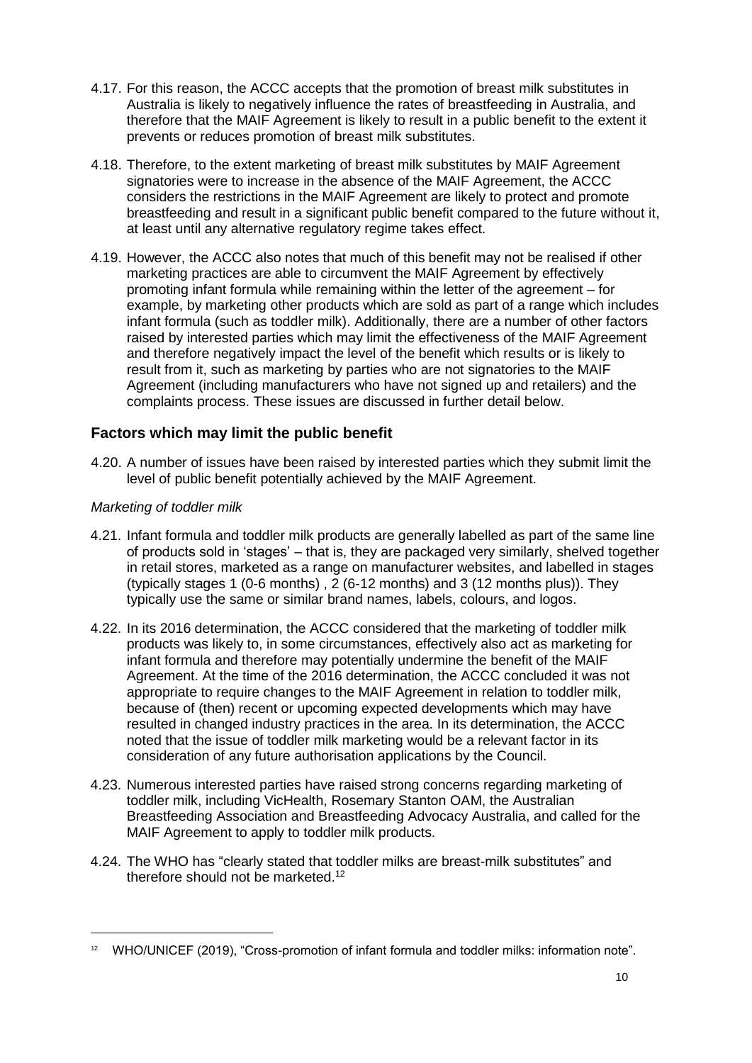4.17. For this reason, the ACCC accepts that the promotion of breast milk substitutes in Australia is likely to negatively influence the rates of breastfeeding in Australia, and therefore that the MAIF Agreement is likely to result in a public benefit to the extent it prevents or reduces promotion of breast milk substitutes.

4.18. Therefore, to the extent marketing of breast milk substitutes by MAIF Agreement signatories were to increase in the absence of the MAIF Agreement, the ACCC considers the restrictions in the MAIF Agreement are likely to protect and promote breastfeeding and result in a significant public benefit compared to the future without it, at least until any alternative regulatory regime takes effect.

4.19. However, the ACCC also notes that much of this benefit may not be realised if other marketing practices are able to circumvent the MAIF Agreement by effectively promoting infant formula while remaining within the letter of the agreement – for example, by marketing other products which are sold as part of a range which includes infant formula (such as toddler milk). Additionally, there are a number of other factors raised by interested parties which may limit the effectiveness of the MAIF Agreement and therefore negatively impact the level of the benefit which results or is likely to result from it, such as marketing by parties who are not signatories to the MAIF Agreement (including manufacturers who have not signed up and retailers) and the complaints process. These issues are discussed in further detail below.

## Factors which may limit the public benefit

4.20. A number of issues have been raised by interested parties which they submit limit the level of public benefit potentially achieved by the MAIF Agreement.

*Marketing of toddler milk*

4.21. Infant formula and toddler milk products are generally labelled as part of the same line of products sold in 'stages' – that is, they are packaged very similarly, shelved together in retail stores, marketed as a range on manufacturer websites, and labelled in stages (typically stages 1 (0-6 months) , 2 (6-12 months) and 3 (12 months plus)). They typically use the same or similar brand names, labels, colours, and logos.

4.22. In its 2016 determination, the ACCC considered that the marketing of toddler milk products was likely to, in some circumstances, effectively also act as marketing for infant formula and therefore may potentially undermine the benefit of the MAIF Agreement. At the time of the 2016 determination, the ACCC concluded it was not appropriate to require changes to the MAIF Agreement in relation to toddler milk, because of (then) recent or upcoming expected developments which may have resulted in changed industry practices in the area. In its determination, the ACCC noted that the issue of toddler milk marketing would be a relevant factor in its consideration of any future authorisation applications by the Council.

4.23. Numerous interested parties have raised strong concerns regarding marketing of toddler milk, including VicHealth, Rosemary Stanton OAM, the Australian Breastfeeding Association and Breastfeeding Advocacy Australia, and called for the MAIF Agreement to apply to toddler milk products.

4.24. The WHO has "clearly stated that toddler milks are breast-milk substitutes" and therefore should not be marketed.[12]

---

[12] WHO/UNICEF (2019), "Cross-promotion of infant formula and toddler milks: information note".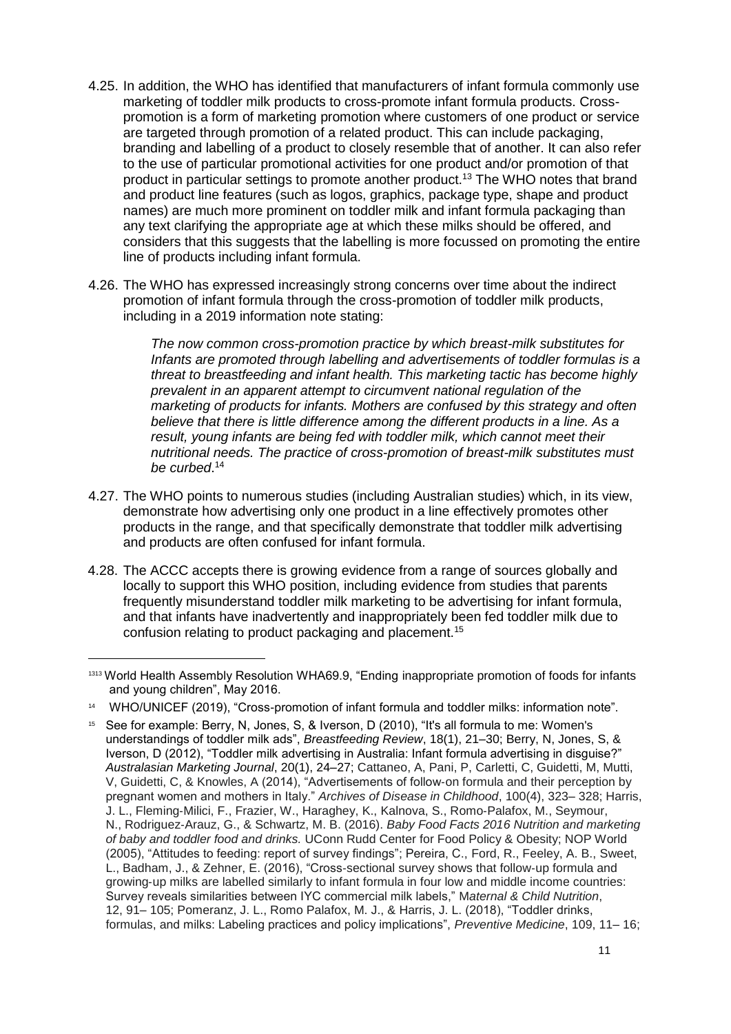4.25. In addition, the WHO has identified that manufacturers of infant formula commonly use marketing of toddler milk products to cross-promote infant formula products. Cross-promotion is a form of marketing promotion where customers of one product or service are targeted through promotion of a related product. This can include packaging, branding and labelling of a product to closely resemble that of another. It can also refer to the use of particular promotional activities for one product and/or promotion of that product in particular settings to promote another product.[13] The WHO notes that brand and product line features (such as logos, graphics, package type, shape and product names) are much more prominent on toddler milk and infant formula packaging than any text clarifying the appropriate age at which these milks should be offered, and considers that this suggests that the labelling is more focussed on promoting the entire line of products including infant formula.

4.26. The WHO has expressed increasingly strong concerns over time about the indirect promotion of infant formula through the cross-promotion of toddler milk products, including in a 2019 information note stating:

> *The now common cross-promotion practice by which breast-milk substitutes for Infants are promoted through labelling and advertisements of toddler formulas is a threat to breastfeeding and infant health. This marketing tactic has become highly prevalent in an apparent attempt to circumvent national regulation of the marketing of products for infants. Mothers are confused by this strategy and often believe that there is little difference among the different products in a line. As a result, young infants are being fed with toddler milk, which cannot meet their nutritional needs. The practice of cross-promotion of breast-milk substitutes must be curbed*.[14]

4.27. The WHO points to numerous studies (including Australian studies) which, in its view, demonstrate how advertising only one product in a line effectively promotes other products in the range, and that specifically demonstrate that toddler milk advertising and products are often confused for infant formula.

4.28. The ACCC accepts there is growing evidence from a range of sources globally and locally to support this WHO position, including evidence from studies that parents frequently misunderstand toddler milk marketing to be advertising for infant formula, and that infants have inadvertently and inappropriately been fed toddler milk due to confusion relating to product packaging and placement.[15]

---

[13] World Health Assembly Resolution WHA69.9, "Ending inappropriate promotion of foods for infants and young children", May 2016.

[14] WHO/UNICEF (2019), "Cross-promotion of infant formula and toddler milks: information note".

[15] See for example: Berry, N, Jones, S, & Iverson, D (2010), "It's all formula to me: Women's understandings of toddler milk ads", *Breastfeeding Review*, 18(1), 21–30; Berry, N, Jones, S, & Iverson, D (2012), "Toddler milk advertising in Australia: Infant formula advertising in disguise?" *Australasian Marketing Journal*, 20(1), 24–27; Cattaneo, A, Pani, P, Carletti, C, Guidetti, M, Mutti, V, Guidetti, C, & Knowles, A (2014), "Advertisements of follow-on formula and their perception by pregnant women and mothers in Italy." *Archives of Disease in Childhood*, 100(4), 323– 328; Harris, J. L., Fleming-Milici, F., Frazier, W., Haraghey, K., Kalnova, S., Romo-Palafox, M., Seymour, N., Rodriguez-Arauz, G., & Schwartz, M. B. (2016). *Baby Food Facts 2016 Nutrition and marketing of baby and toddler food and drinks.* UConn Rudd Center for Food Policy & Obesity; NOP World (2005), "Attitudes to feeding: report of survey findings"; Pereira, C., Ford, R., Feeley, A. B., Sweet, L., Badham, J., & Zehner, E. (2016), "Cross-sectional survey shows that follow-up formula and growing-up milks are labelled similarly to infant formula in four low and middle income countries: Survey reveals similarities between IYC commercial milk labels," M*aternal & Child Nutrition*, 12, 91– 105; Pomeranz, J. L., Romo Palafox, M. J., & Harris, J. L. (2018), "Toddler drinks, formulas, and milks: Labeling practices and policy implications", *Preventive Medicine*, 109, 11– 16;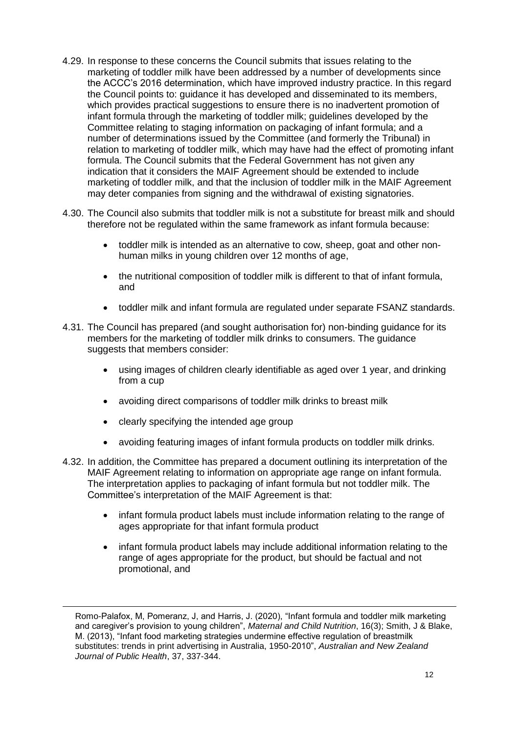4.29. In response to these concerns the Council submits that issues relating to the marketing of toddler milk have been addressed by a number of developments since the ACCC's 2016 determination, which have improved industry practice. In this regard the Council points to: guidance it has developed and disseminated to its members, which provides practical suggestions to ensure there is no inadvertent promotion of infant formula through the marketing of toddler milk; guidelines developed by the Committee relating to staging information on packaging of infant formula; and a number of determinations issued by the Committee (and formerly the Tribunal) in relation to marketing of toddler milk, which may have had the effect of promoting infant formula. The Council submits that the Federal Government has not given any indication that it considers the MAIF Agreement should be extended to include marketing of toddler milk, and that the inclusion of toddler milk in the MAIF Agreement may deter companies from signing and the withdrawal of existing signatories.

4.30. The Council also submits that toddler milk is not a substitute for breast milk and should therefore not be regulated within the same framework as infant formula because:

- toddler milk is intended as an alternative to cow, sheep, goat and other non-human milks in young children over 12 months of age,
- the nutritional composition of toddler milk is different to that of infant formula, and
- toddler milk and infant formula are regulated under separate FSANZ standards.

4.31. The Council has prepared (and sought authorisation for) non-binding guidance for its members for the marketing of toddler milk drinks to consumers. The guidance suggests that members consider:

- using images of children clearly identifiable as aged over 1 year, and drinking from a cup
- avoiding direct comparisons of toddler milk drinks to breast milk
- clearly specifying the intended age group
- avoiding featuring images of infant formula products on toddler milk drinks.

4.32. In addition, the Committee has prepared a document outlining its interpretation of the MAIF Agreement relating to information on appropriate age range on infant formula. The interpretation applies to packaging of infant formula but not toddler milk. The Committee's interpretation of the MAIF Agreement is that:

- infant formula product labels must include information relating to the range of ages appropriate for that infant formula product
- infant formula product labels may include additional information relating to the range of ages appropriate for the product, but should be factual and not promotional, and

---

Romo-Palafox, M, Pomeranz, J, and Harris, J. (2020), "Infant formula and toddler milk marketing and caregiver's provision to young children", *Maternal and Child Nutrition*, 16(3); Smith, J & Blake, M. (2013), "Infant food marketing strategies undermine effective regulation of breastmilk substitutes: trends in print advertising in Australia, 1950-2010", *Australian and New Zealand Journal of Public Health*, 37, 337-344.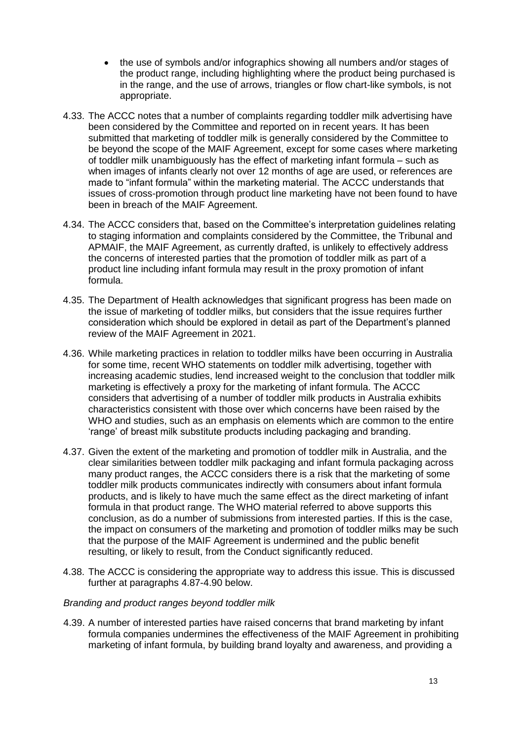- the use of symbols and/or infographics showing all numbers and/or stages of the product range, including highlighting where the product being purchased is in the range, and the use of arrows, triangles or flow chart-like symbols, is not appropriate.

4.33. The ACCC notes that a number of complaints regarding toddler milk advertising have been considered by the Committee and reported on in recent years. It has been submitted that marketing of toddler milk is generally considered by the Committee to be beyond the scope of the MAIF Agreement, except for some cases where marketing of toddler milk unambiguously has the effect of marketing infant formula – such as when images of infants clearly not over 12 months of age are used, or references are made to "infant formula" within the marketing material. The ACCC understands that issues of cross-promotion through product line marketing have not been found to have been in breach of the MAIF Agreement.

4.34. The ACCC considers that, based on the Committee's interpretation guidelines relating to staging information and complaints considered by the Committee, the Tribunal and APMAIF, the MAIF Agreement, as currently drafted, is unlikely to effectively address the concerns of interested parties that the promotion of toddler milk as part of a product line including infant formula may result in the proxy promotion of infant formula.

4.35. The Department of Health acknowledges that significant progress has been made on the issue of marketing of toddler milks, but considers that the issue requires further consideration which should be explored in detail as part of the Department's planned review of the MAIF Agreement in 2021.

4.36. While marketing practices in relation to toddler milks have been occurring in Australia for some time, recent WHO statements on toddler milk advertising, together with increasing academic studies, lend increased weight to the conclusion that toddler milk marketing is effectively a proxy for the marketing of infant formula. The ACCC considers that advertising of a number of toddler milk products in Australia exhibits characteristics consistent with those over which concerns have been raised by the WHO and studies, such as an emphasis on elements which are common to the entire 'range' of breast milk substitute products including packaging and branding.

4.37. Given the extent of the marketing and promotion of toddler milk in Australia, and the clear similarities between toddler milk packaging and infant formula packaging across many product ranges, the ACCC considers there is a risk that the marketing of some toddler milk products communicates indirectly with consumers about infant formula products, and is likely to have much the same effect as the direct marketing of infant formula in that product range. The WHO material referred to above supports this conclusion, as do a number of submissions from interested parties. If this is the case, the impact on consumers of the marketing and promotion of toddler milks may be such that the purpose of the MAIF Agreement is undermined and the public benefit resulting, or likely to result, from the Conduct significantly reduced.

4.38. The ACCC is considering the appropriate way to address this issue. This is discussed further at paragraphs 4.87-4.90 below.

*Branding and product ranges beyond toddler milk*

4.39. A number of interested parties have raised concerns that brand marketing by infant formula companies undermines the effectiveness of the MAIF Agreement in prohibiting marketing of infant formula, by building brand loyalty and awareness, and providing a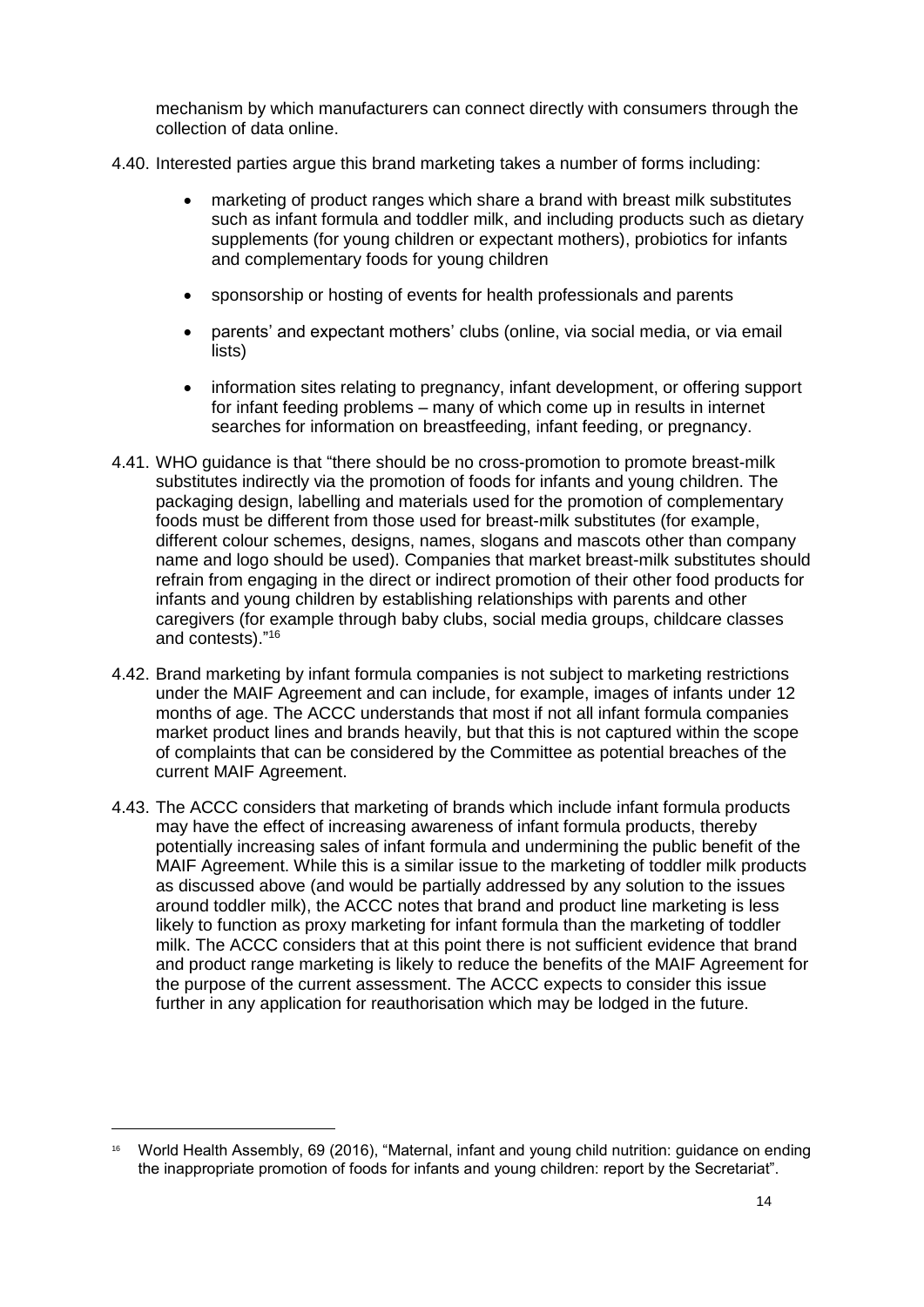mechanism by which manufacturers can connect directly with consumers through the collection of data online.

4.40. Interested parties argue this brand marketing takes a number of forms including:

- marketing of product ranges which share a brand with breast milk substitutes such as infant formula and toddler milk, and including products such as dietary supplements (for young children or expectant mothers), probiotics for infants and complementary foods for young children
- sponsorship or hosting of events for health professionals and parents
- parents' and expectant mothers' clubs (online, via social media, or via email lists)
- information sites relating to pregnancy, infant development, or offering support for infant feeding problems – many of which come up in results in internet searches for information on breastfeeding, infant feeding, or pregnancy.

4.41. WHO guidance is that "there should be no cross-promotion to promote breast-milk substitutes indirectly via the promotion of foods for infants and young children. The packaging design, labelling and materials used for the promotion of complementary foods must be different from those used for breast-milk substitutes (for example, different colour schemes, designs, names, slogans and mascots other than company name and logo should be used). Companies that market breast-milk substitutes should refrain from engaging in the direct or indirect promotion of their other food products for infants and young children by establishing relationships with parents and other caregivers (for example through baby clubs, social media groups, childcare classes and contests)."[16]

4.42. Brand marketing by infant formula companies is not subject to marketing restrictions under the MAIF Agreement and can include, for example, images of infants under 12 months of age. The ACCC understands that most if not all infant formula companies market product lines and brands heavily, but that this is not captured within the scope of complaints that can be considered by the Committee as potential breaches of the current MAIF Agreement.

4.43. The ACCC considers that marketing of brands which include infant formula products may have the effect of increasing awareness of infant formula products, thereby potentially increasing sales of infant formula and undermining the public benefit of the MAIF Agreement. While this is a similar issue to the marketing of toddler milk products as discussed above (and would be partially addressed by any solution to the issues around toddler milk), the ACCC notes that brand and product line marketing is less likely to function as proxy marketing for infant formula than the marketing of toddler milk. The ACCC considers that at this point there is not sufficient evidence that brand and product range marketing is likely to reduce the benefits of the MAIF Agreement for the purpose of the current assessment. The ACCC expects to consider this issue further in any application for reauthorisation which may be lodged in the future.

---

[16] World Health Assembly, 69 (2016), "Maternal, infant and young child nutrition: guidance on ending the inappropriate promotion of foods for infants and young children: report by the Secretariat".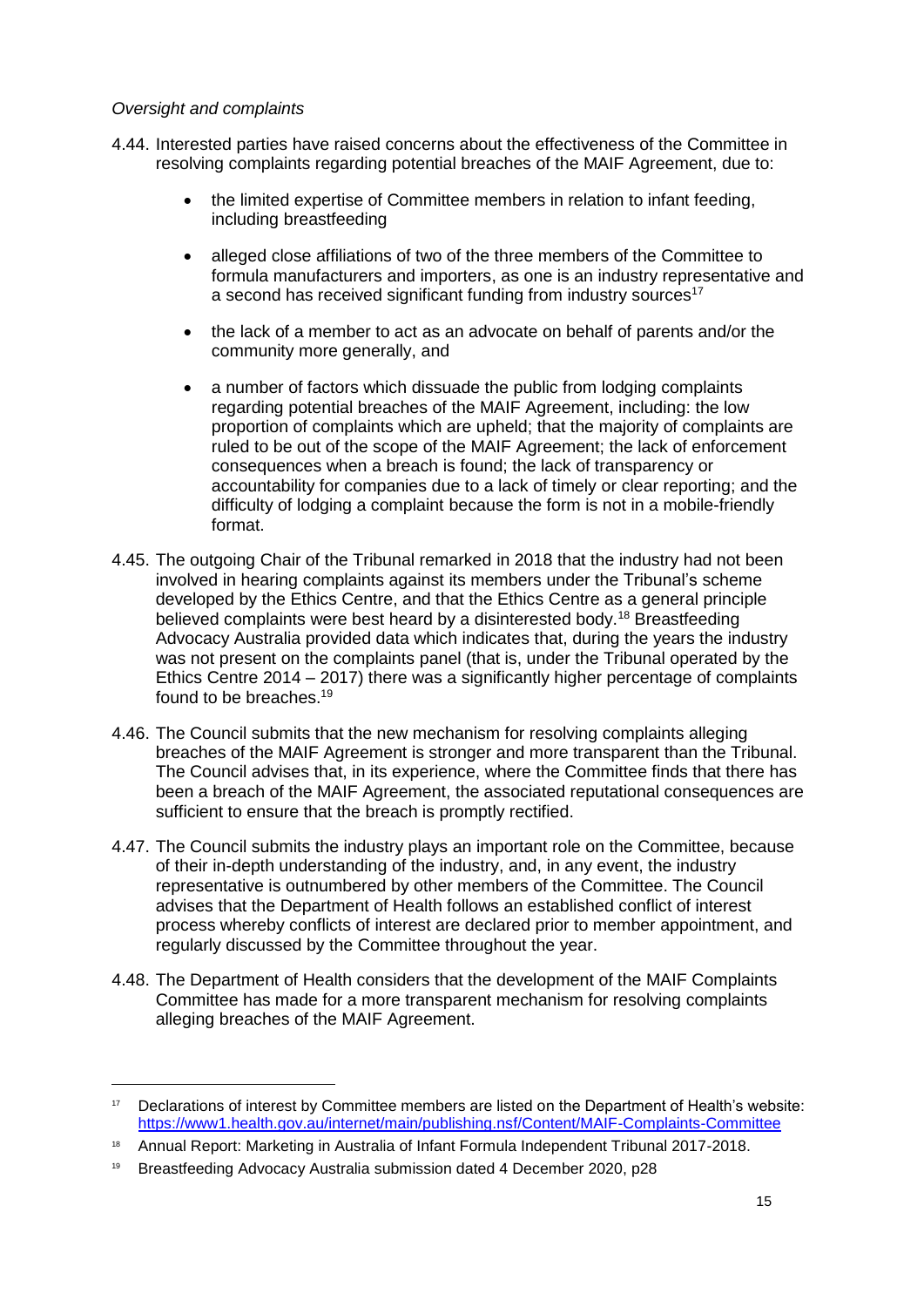*Oversight and complaints*

4.44. Interested parties have raised concerns about the effectiveness of the Committee in resolving complaints regarding potential breaches of the MAIF Agreement, due to:

- the limited expertise of Committee members in relation to infant feeding, including breastfeeding
- alleged close affiliations of two of the three members of the Committee to formula manufacturers and importers, as one is an industry representative and a second has received significant funding from industry sources[17]
- the lack of a member to act as an advocate on behalf of parents and/or the community more generally, and
- a number of factors which dissuade the public from lodging complaints regarding potential breaches of the MAIF Agreement, including: the low proportion of complaints which are upheld; that the majority of complaints are ruled to be out of the scope of the MAIF Agreement; the lack of enforcement consequences when a breach is found; the lack of transparency or accountability for companies due to a lack of timely or clear reporting; and the difficulty of lodging a complaint because the form is not in a mobile-friendly format.

4.45. The outgoing Chair of the Tribunal remarked in 2018 that the industry had not been involved in hearing complaints against its members under the Tribunal's scheme developed by the Ethics Centre, and that the Ethics Centre as a general principle believed complaints were best heard by a disinterested body.[18] Breastfeeding Advocacy Australia provided data which indicates that, during the years the industry was not present on the complaints panel (that is, under the Tribunal operated by the Ethics Centre 2014 – 2017) there was a significantly higher percentage of complaints found to be breaches.[19]

4.46. The Council submits that the new mechanism for resolving complaints alleging breaches of the MAIF Agreement is stronger and more transparent than the Tribunal. The Council advises that, in its experience, where the Committee finds that there has been a breach of the MAIF Agreement, the associated reputational consequences are sufficient to ensure that the breach is promptly rectified.

4.47. The Council submits the industry plays an important role on the Committee, because of their in-depth understanding of the industry, and, in any event, the industry representative is outnumbered by other members of the Committee. The Council advises that the Department of Health follows an established conflict of interest process whereby conflicts of interest are declared prior to member appointment, and regularly discussed by the Committee throughout the year.

4.48. The Department of Health considers that the development of the MAIF Complaints Committee has made for a more transparent mechanism for resolving complaints alleging breaches of the MAIF Agreement.

---

[17] Declarations of interest by Committee members are listed on the Department of Health's website: https://www1.health.gov.au/internet/main/publishing.nsf/Content/MAIF-Complaints-Committee

[18] Annual Report: Marketing in Australia of Infant Formula Independent Tribunal 2017-2018.

[19] Breastfeeding Advocacy Australia submission dated 4 December 2020, p28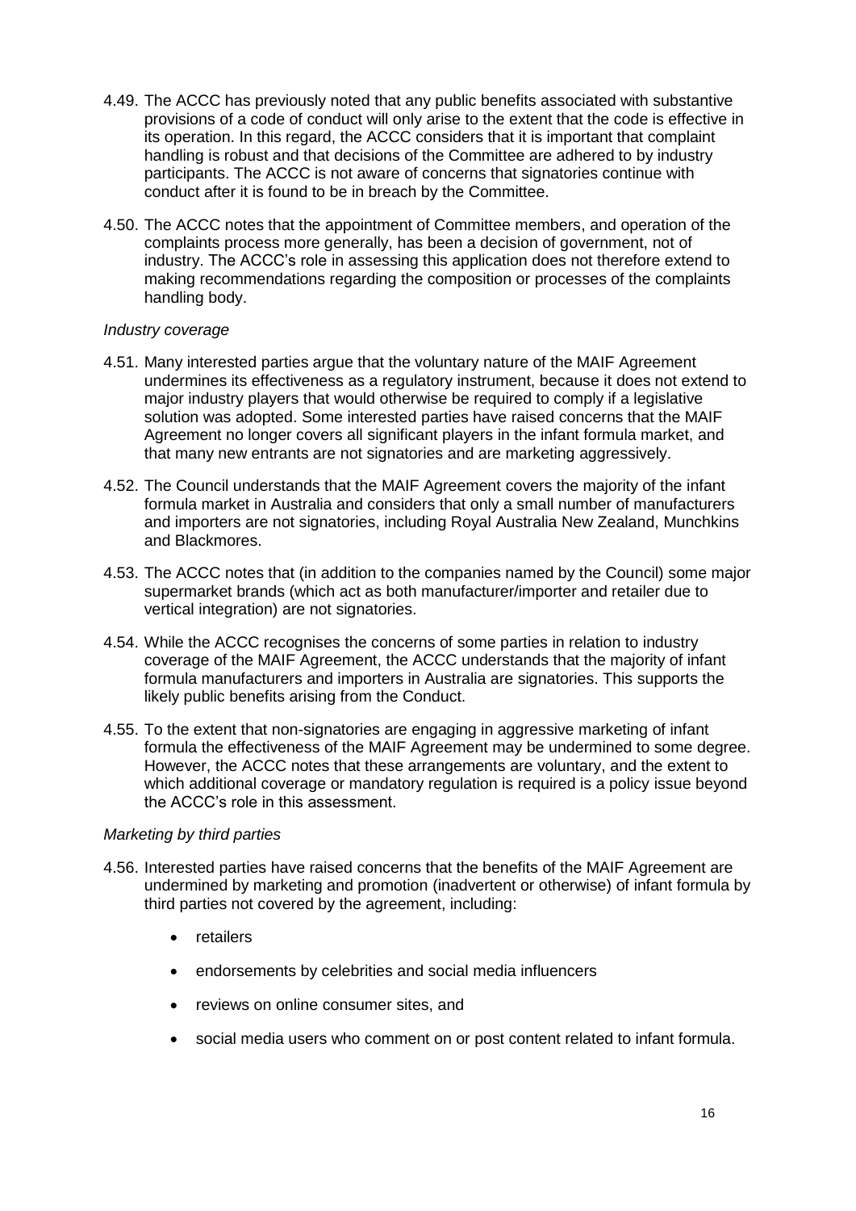4.49. The ACCC has previously noted that any public benefits associated with substantive provisions of a code of conduct will only arise to the extent that the code is effective in its operation. In this regard, the ACCC considers that it is important that complaint handling is robust and that decisions of the Committee are adhered to by industry participants. The ACCC is not aware of concerns that signatories continue with conduct after it is found to be in breach by the Committee.

4.50. The ACCC notes that the appointment of Committee members, and operation of the complaints process more generally, has been a decision of government, not of industry. The ACCC's role in assessing this application does not therefore extend to making recommendations regarding the composition or processes of the complaints handling body.

*Industry coverage*

4.51. Many interested parties argue that the voluntary nature of the MAIF Agreement undermines its effectiveness as a regulatory instrument, because it does not extend to major industry players that would otherwise be required to comply if a legislative solution was adopted. Some interested parties have raised concerns that the MAIF Agreement no longer covers all significant players in the infant formula market, and that many new entrants are not signatories and are marketing aggressively.

4.52. The Council understands that the MAIF Agreement covers the majority of the infant formula market in Australia and considers that only a small number of manufacturers and importers are not signatories, including Royal Australia New Zealand, Munchkins and Blackmores.

4.53. The ACCC notes that (in addition to the companies named by the Council) some major supermarket brands (which act as both manufacturer/importer and retailer due to vertical integration) are not signatories.

4.54. While the ACCC recognises the concerns of some parties in relation to industry coverage of the MAIF Agreement, the ACCC understands that the majority of infant formula manufacturers and importers in Australia are signatories. This supports the likely public benefits arising from the Conduct.

4.55. To the extent that non-signatories are engaging in aggressive marketing of infant formula the effectiveness of the MAIF Agreement may be undermined to some degree. However, the ACCC notes that these arrangements are voluntary, and the extent to which additional coverage or mandatory regulation is required is a policy issue beyond the ACCC's role in this assessment.

*Marketing by third parties*

4.56. Interested parties have raised concerns that the benefits of the MAIF Agreement are undermined by marketing and promotion (inadvertent or otherwise) of infant formula by third parties not covered by the agreement, including:

- retailers
- endorsements by celebrities and social media influencers
- reviews on online consumer sites, and
- social media users who comment on or post content related to infant formula.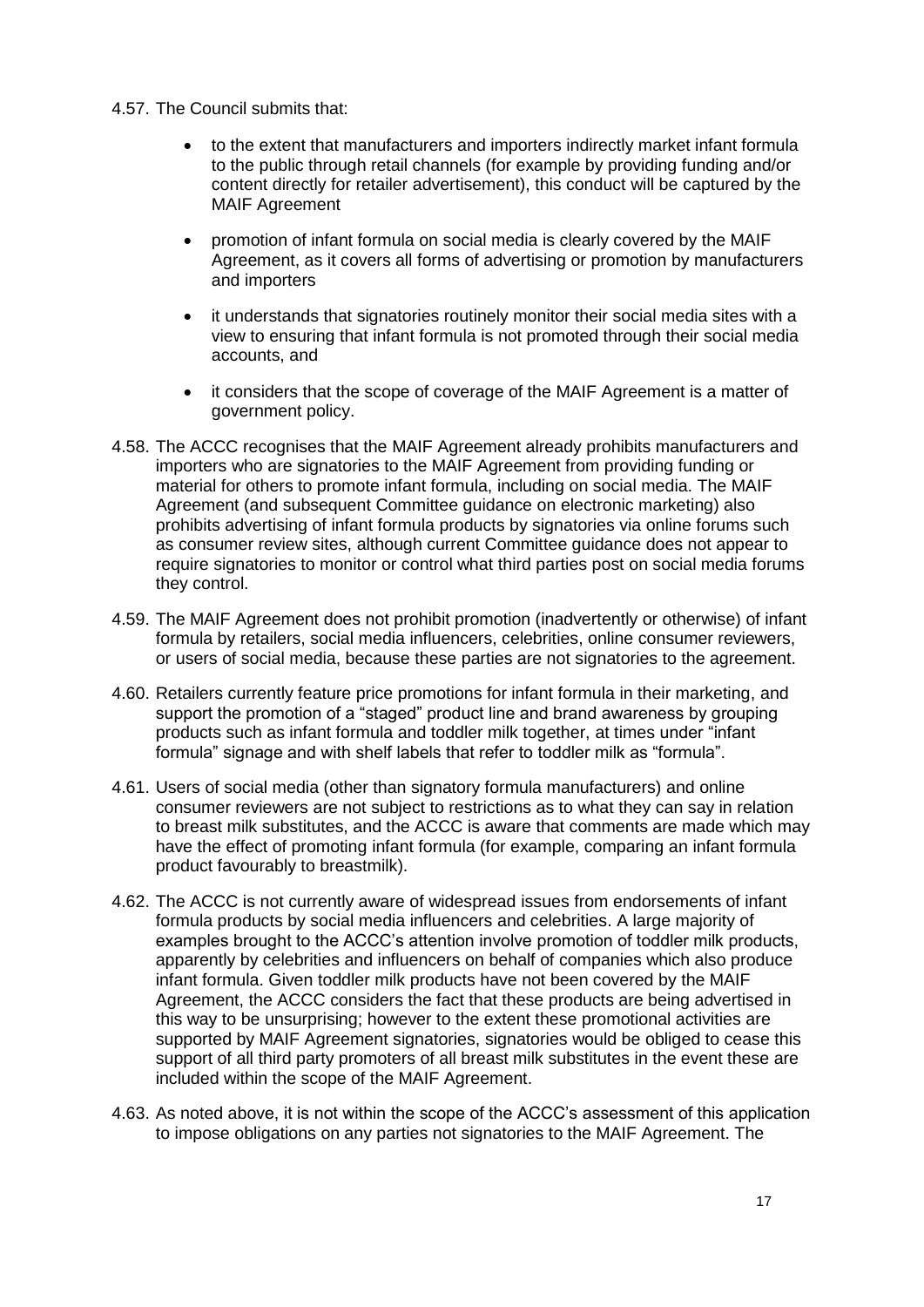4.57. The Council submits that:

- to the extent that manufacturers and importers indirectly market infant formula to the public through retail channels (for example by providing funding and/or content directly for retailer advertisement), this conduct will be captured by the MAIF Agreement
- promotion of infant formula on social media is clearly covered by the MAIF Agreement, as it covers all forms of advertising or promotion by manufacturers and importers
- it understands that signatories routinely monitor their social media sites with a view to ensuring that infant formula is not promoted through their social media accounts, and
- it considers that the scope of coverage of the MAIF Agreement is a matter of government policy.

4.58. The ACCC recognises that the MAIF Agreement already prohibits manufacturers and importers who are signatories to the MAIF Agreement from providing funding or material for others to promote infant formula, including on social media. The MAIF Agreement (and subsequent Committee guidance on electronic marketing) also prohibits advertising of infant formula products by signatories via online forums such as consumer review sites, although current Committee guidance does not appear to require signatories to monitor or control what third parties post on social media forums they control.

4.59. The MAIF Agreement does not prohibit promotion (inadvertently or otherwise) of infant formula by retailers, social media influencers, celebrities, online consumer reviewers, or users of social media, because these parties are not signatories to the agreement.

4.60. Retailers currently feature price promotions for infant formula in their marketing, and support the promotion of a "staged" product line and brand awareness by grouping products such as infant formula and toddler milk together, at times under "infant formula" signage and with shelf labels that refer to toddler milk as "formula".

4.61. Users of social media (other than signatory formula manufacturers) and online consumer reviewers are not subject to restrictions as to what they can say in relation to breast milk substitutes, and the ACCC is aware that comments are made which may have the effect of promoting infant formula (for example, comparing an infant formula product favourably to breastmilk).

4.62. The ACCC is not currently aware of widespread issues from endorsements of infant formula products by social media influencers and celebrities. A large majority of examples brought to the ACCC's attention involve promotion of toddler milk products, apparently by celebrities and influencers on behalf of companies which also produce infant formula. Given toddler milk products have not been covered by the MAIF Agreement, the ACCC considers the fact that these products are being advertised in this way to be unsurprising; however to the extent these promotional activities are supported by MAIF Agreement signatories, signatories would be obliged to cease this support of all third party promoters of all breast milk substitutes in the event these are included within the scope of the MAIF Agreement.

4.63. As noted above, it is not within the scope of the ACCC's assessment of this application to impose obligations on any parties not signatories to the MAIF Agreement. The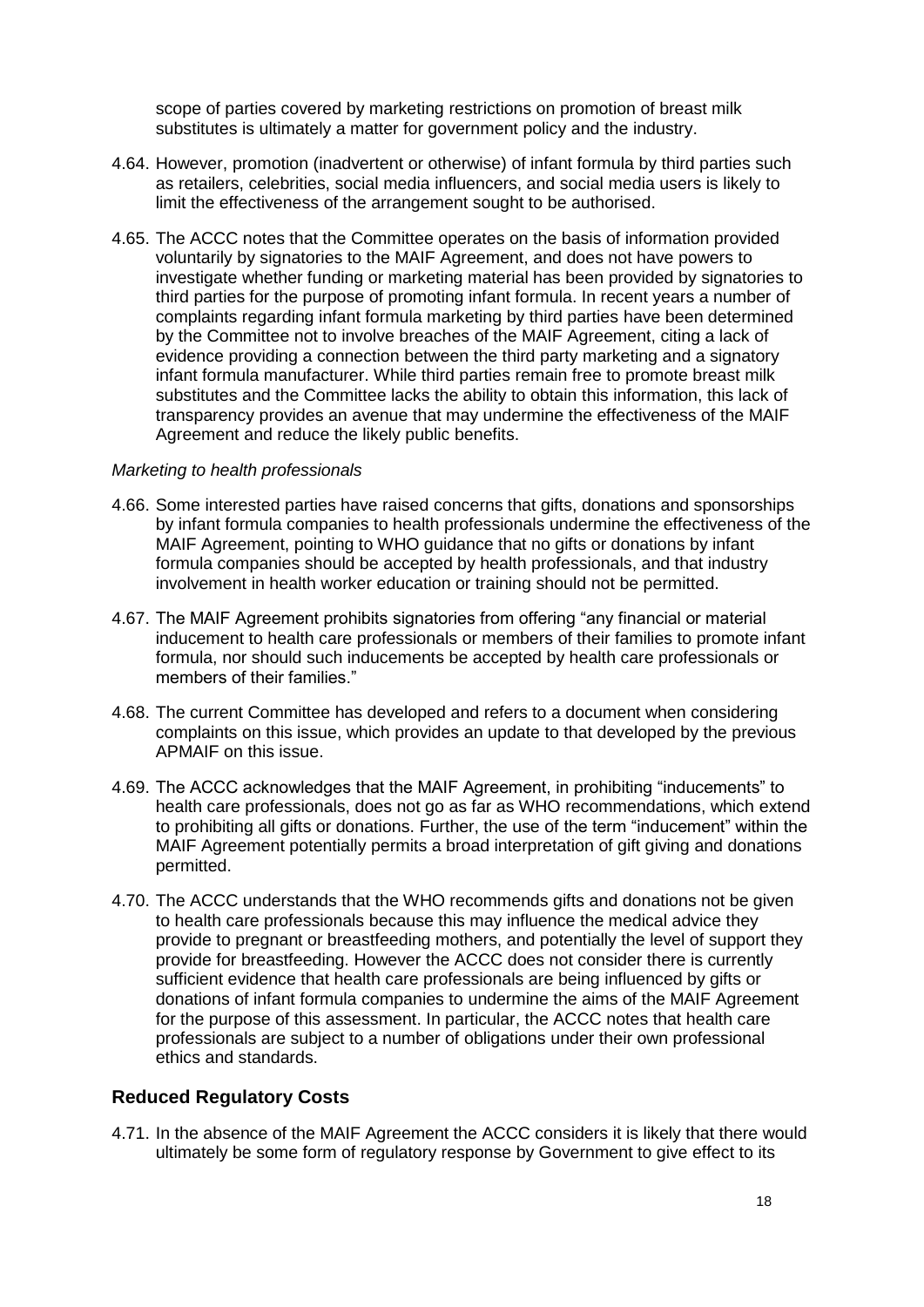scope of parties covered by marketing restrictions on promotion of breast milk substitutes is ultimately a matter for government policy and the industry.

4.64. However, promotion (inadvertent or otherwise) of infant formula by third parties such as retailers, celebrities, social media influencers, and social media users is likely to limit the effectiveness of the arrangement sought to be authorised.

4.65. The ACCC notes that the Committee operates on the basis of information provided voluntarily by signatories to the MAIF Agreement, and does not have powers to investigate whether funding or marketing material has been provided by signatories to third parties for the purpose of promoting infant formula. In recent years a number of complaints regarding infant formula marketing by third parties have been determined by the Committee not to involve breaches of the MAIF Agreement, citing a lack of evidence providing a connection between the third party marketing and a signatory infant formula manufacturer. While third parties remain free to promote breast milk substitutes and the Committee lacks the ability to obtain this information, this lack of transparency provides an avenue that may undermine the effectiveness of the MAIF Agreement and reduce the likely public benefits.

*Marketing to health professionals*

4.66. Some interested parties have raised concerns that gifts, donations and sponsorships by infant formula companies to health professionals undermine the effectiveness of the MAIF Agreement, pointing to WHO guidance that no gifts or donations by infant formula companies should be accepted by health professionals, and that industry involvement in health worker education or training should not be permitted.

4.67. The MAIF Agreement prohibits signatories from offering "any financial or material inducement to health care professionals or members of their families to promote infant formula, nor should such inducements be accepted by health care professionals or members of their families."

4.68. The current Committee has developed and refers to a document when considering complaints on this issue, which provides an update to that developed by the previous APMAIF on this issue.

4.69. The ACCC acknowledges that the MAIF Agreement, in prohibiting "inducements" to health care professionals, does not go as far as WHO recommendations, which extend to prohibiting all gifts or donations. Further, the use of the term "inducement" within the MAIF Agreement potentially permits a broad interpretation of gift giving and donations permitted.

4.70. The ACCC understands that the WHO recommends gifts and donations not be given to health care professionals because this may influence the medical advice they provide to pregnant or breastfeeding mothers, and potentially the level of support they provide for breastfeeding. However the ACCC does not consider there is currently sufficient evidence that health care professionals are being influenced by gifts or donations of infant formula companies to undermine the aims of the MAIF Agreement for the purpose of this assessment. In particular, the ACCC notes that health care professionals are subject to a number of obligations under their own professional ethics and standards.

## Reduced Regulatory Costs

4.71. In the absence of the MAIF Agreement the ACCC considers it is likely that there would ultimately be some form of regulatory response by Government to give effect to its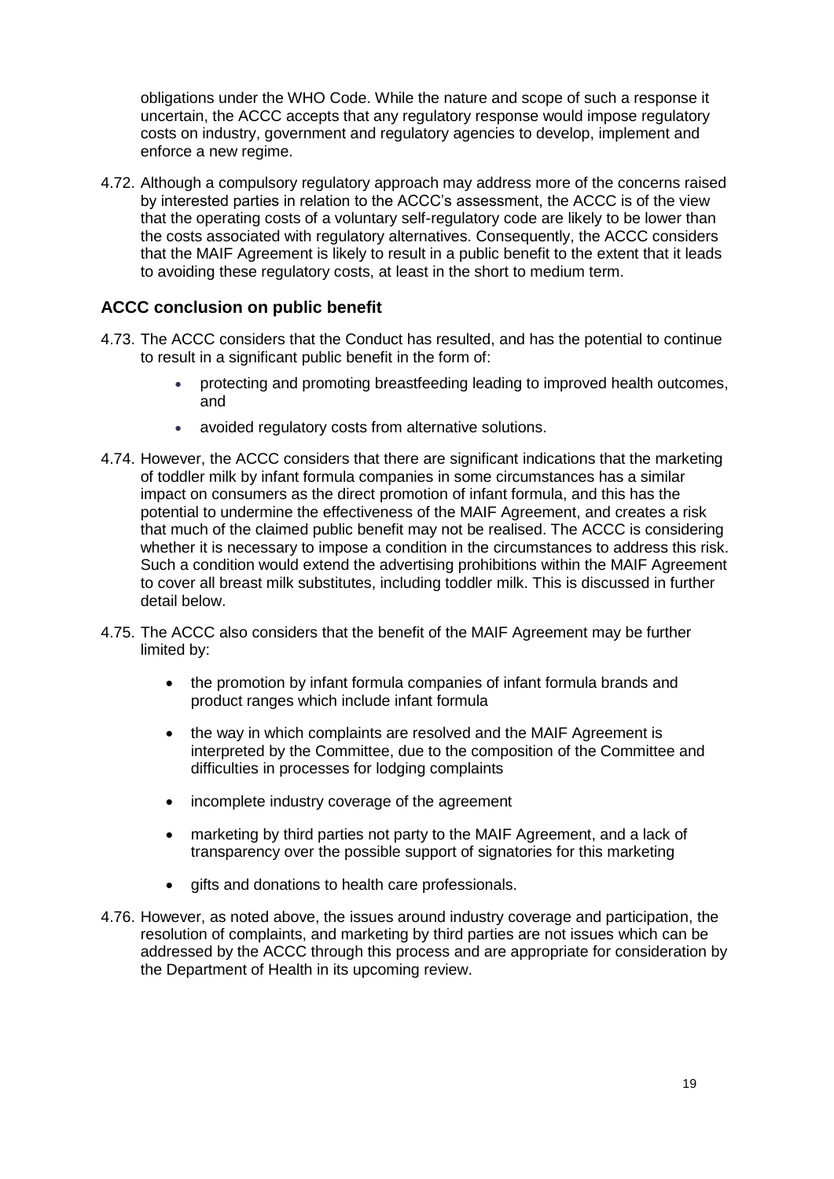obligations under the WHO Code. While the nature and scope of such a response it uncertain, the ACCC accepts that any regulatory response would impose regulatory costs on industry, government and regulatory agencies to develop, implement and enforce a new regime.

4.72. Although a compulsory regulatory approach may address more of the concerns raised by interested parties in relation to the ACCC's assessment, the ACCC is of the view that the operating costs of a voluntary self-regulatory code are likely to be lower than the costs associated with regulatory alternatives. Consequently, the ACCC considers that the MAIF Agreement is likely to result in a public benefit to the extent that it leads to avoiding these regulatory costs, at least in the short to medium term.

## ACCC conclusion on public benefit

4.73. The ACCC considers that the Conduct has resulted, and has the potential to continue to result in a significant public benefit in the form of:

- protecting and promoting breastfeeding leading to improved health outcomes, and
- avoided regulatory costs from alternative solutions.

4.74. However, the ACCC considers that there are significant indications that the marketing of toddler milk by infant formula companies in some circumstances has a similar impact on consumers as the direct promotion of infant formula, and this has the potential to undermine the effectiveness of the MAIF Agreement, and creates a risk that much of the claimed public benefit may not be realised. The ACCC is considering whether it is necessary to impose a condition in the circumstances to address this risk. Such a condition would extend the advertising prohibitions within the MAIF Agreement to cover all breast milk substitutes, including toddler milk. This is discussed in further detail below.

4.75. The ACCC also considers that the benefit of the MAIF Agreement may be further limited by:

- the promotion by infant formula companies of infant formula brands and product ranges which include infant formula
- the way in which complaints are resolved and the MAIF Agreement is interpreted by the Committee, due to the composition of the Committee and difficulties in processes for lodging complaints
- incomplete industry coverage of the agreement
- marketing by third parties not party to the MAIF Agreement, and a lack of transparency over the possible support of signatories for this marketing
- gifts and donations to health care professionals.

4.76. However, as noted above, the issues around industry coverage and participation, the resolution of complaints, and marketing by third parties are not issues which can be addressed by the ACCC through this process and are appropriate for consideration by the Department of Health in its upcoming review.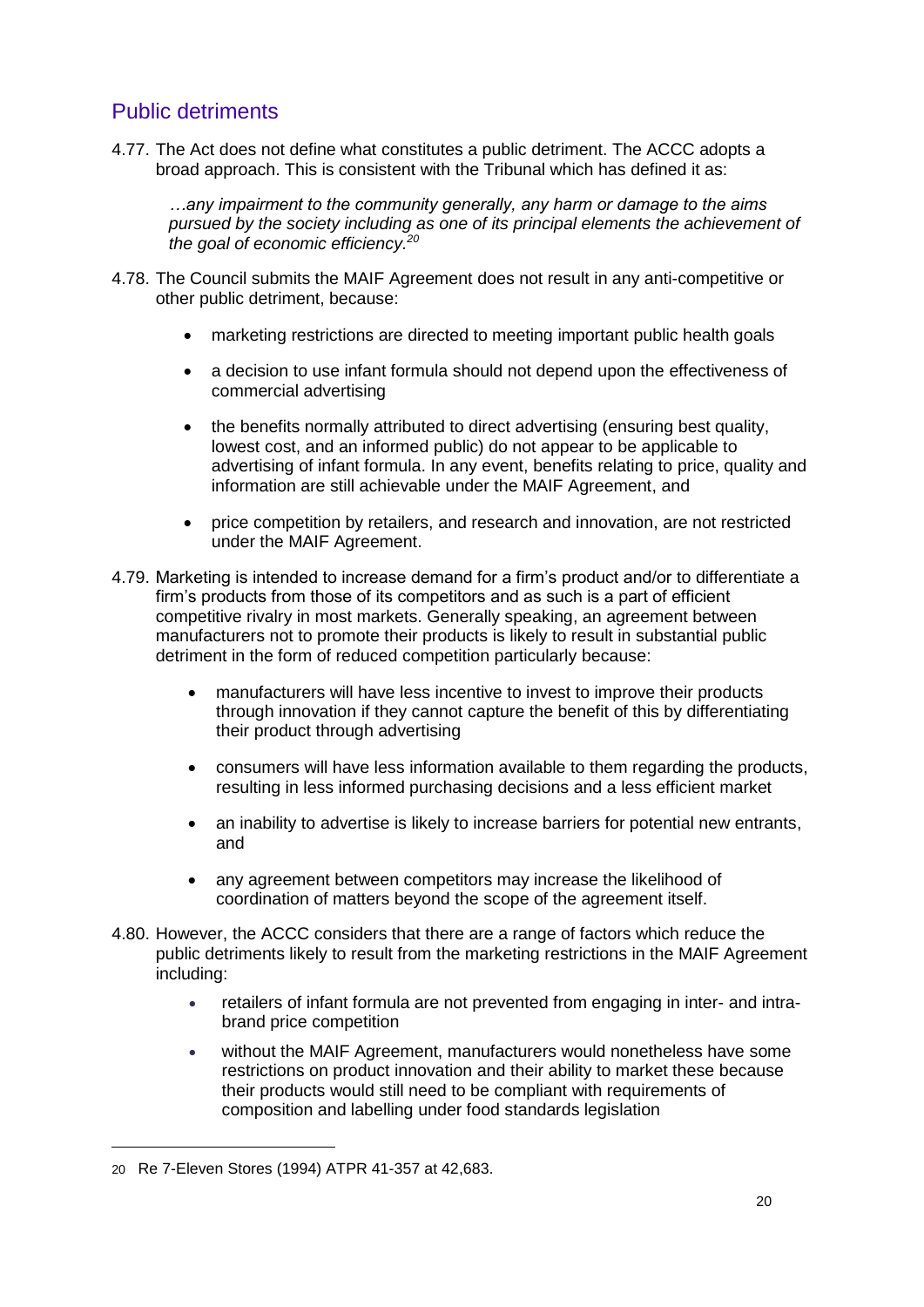## Public detriments

4.77. The Act does not define what constitutes a public detriment. The ACCC adopts a broad approach. This is consistent with the Tribunal which has defined it as:

> *…any impairment to the community generally, any harm or damage to the aims pursued by the society including as one of its principal elements the achievement of the goal of economic efficiency.*[20]

4.78. The Council submits the MAIF Agreement does not result in any anti-competitive or other public detriment, because:

- marketing restrictions are directed to meeting important public health goals
- a decision to use infant formula should not depend upon the effectiveness of commercial advertising
- the benefits normally attributed to direct advertising (ensuring best quality, lowest cost, and an informed public) do not appear to be applicable to advertising of infant formula. In any event, benefits relating to price, quality and information are still achievable under the MAIF Agreement, and
- price competition by retailers, and research and innovation, are not restricted under the MAIF Agreement.

4.79. Marketing is intended to increase demand for a firm's product and/or to differentiate a firm's products from those of its competitors and as such is a part of efficient competitive rivalry in most markets. Generally speaking, an agreement between manufacturers not to promote their products is likely to result in substantial public detriment in the form of reduced competition particularly because:

- manufacturers will have less incentive to invest to improve their products through innovation if they cannot capture the benefit of this by differentiating their product through advertising
- consumers will have less information available to them regarding the products, resulting in less informed purchasing decisions and a less efficient market
- an inability to advertise is likely to increase barriers for potential new entrants, and
- any agreement between competitors may increase the likelihood of coordination of matters beyond the scope of the agreement itself.

4.80. However, the ACCC considers that there are a range of factors which reduce the public detriments likely to result from the marketing restrictions in the MAIF Agreement including:

- retailers of infant formula are not prevented from engaging in inter- and intra-brand price competition
- without the MAIF Agreement, manufacturers would nonetheless have some restrictions on product innovation and their ability to market these because their products would still need to be compliant with requirements of composition and labelling under food standards legislation

---

20 Re 7-Eleven Stores (1994) ATPR 41-357 at 42,683.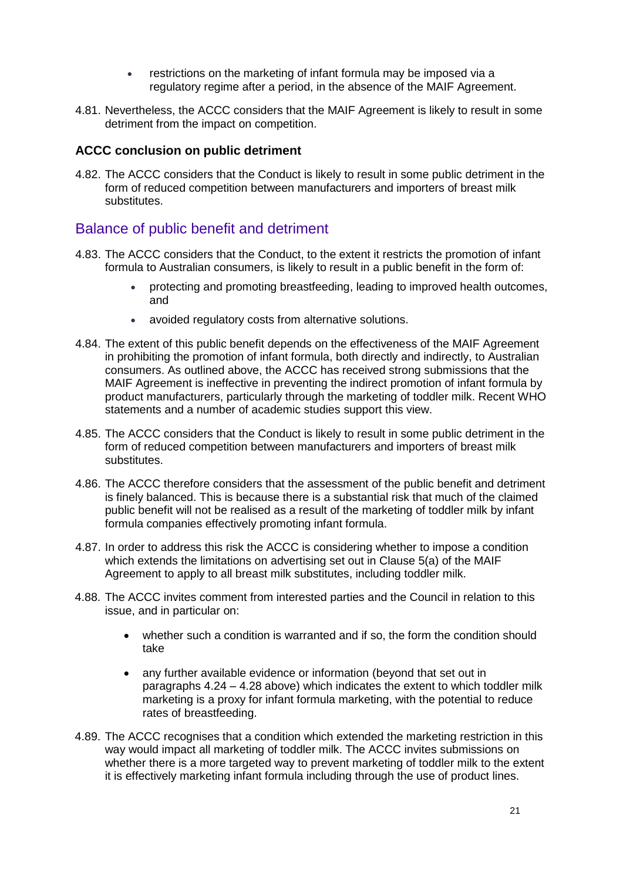- restrictions on the marketing of infant formula may be imposed via a regulatory regime after a period, in the absence of the MAIF Agreement.

4.81. Nevertheless, the ACCC considers that the MAIF Agreement is likely to result in some detriment from the impact on competition.

### ACCC conclusion on public detriment

4.82. The ACCC considers that the Conduct is likely to result in some public detriment in the form of reduced competition between manufacturers and importers of breast milk substitutes.

## Balance of public benefit and detriment

4.83. The ACCC considers that the Conduct, to the extent it restricts the promotion of infant formula to Australian consumers, is likely to result in a public benefit in the form of:

- protecting and promoting breastfeeding, leading to improved health outcomes, and
- avoided regulatory costs from alternative solutions.

4.84. The extent of this public benefit depends on the effectiveness of the MAIF Agreement in prohibiting the promotion of infant formula, both directly and indirectly, to Australian consumers. As outlined above, the ACCC has received strong submissions that the MAIF Agreement is ineffective in preventing the indirect promotion of infant formula by product manufacturers, particularly through the marketing of toddler milk. Recent WHO statements and a number of academic studies support this view.

4.85. The ACCC considers that the Conduct is likely to result in some public detriment in the form of reduced competition between manufacturers and importers of breast milk substitutes.

4.86. The ACCC therefore considers that the assessment of the public benefit and detriment is finely balanced. This is because there is a substantial risk that much of the claimed public benefit will not be realised as a result of the marketing of toddler milk by infant formula companies effectively promoting infant formula.

4.87. In order to address this risk the ACCC is considering whether to impose a condition which extends the limitations on advertising set out in Clause 5(a) of the MAIF Agreement to apply to all breast milk substitutes, including toddler milk.

4.88. The ACCC invites comment from interested parties and the Council in relation to this issue, and in particular on:

- whether such a condition is warranted and if so, the form the condition should take
- any further available evidence or information (beyond that set out in paragraphs 4.24 – 4.28 above) which indicates the extent to which toddler milk marketing is a proxy for infant formula marketing, with the potential to reduce rates of breastfeeding.

4.89. The ACCC recognises that a condition which extended the marketing restriction in this way would impact all marketing of toddler milk. The ACCC invites submissions on whether there is a more targeted way to prevent marketing of toddler milk to the extent it is effectively marketing infant formula including through the use of product lines.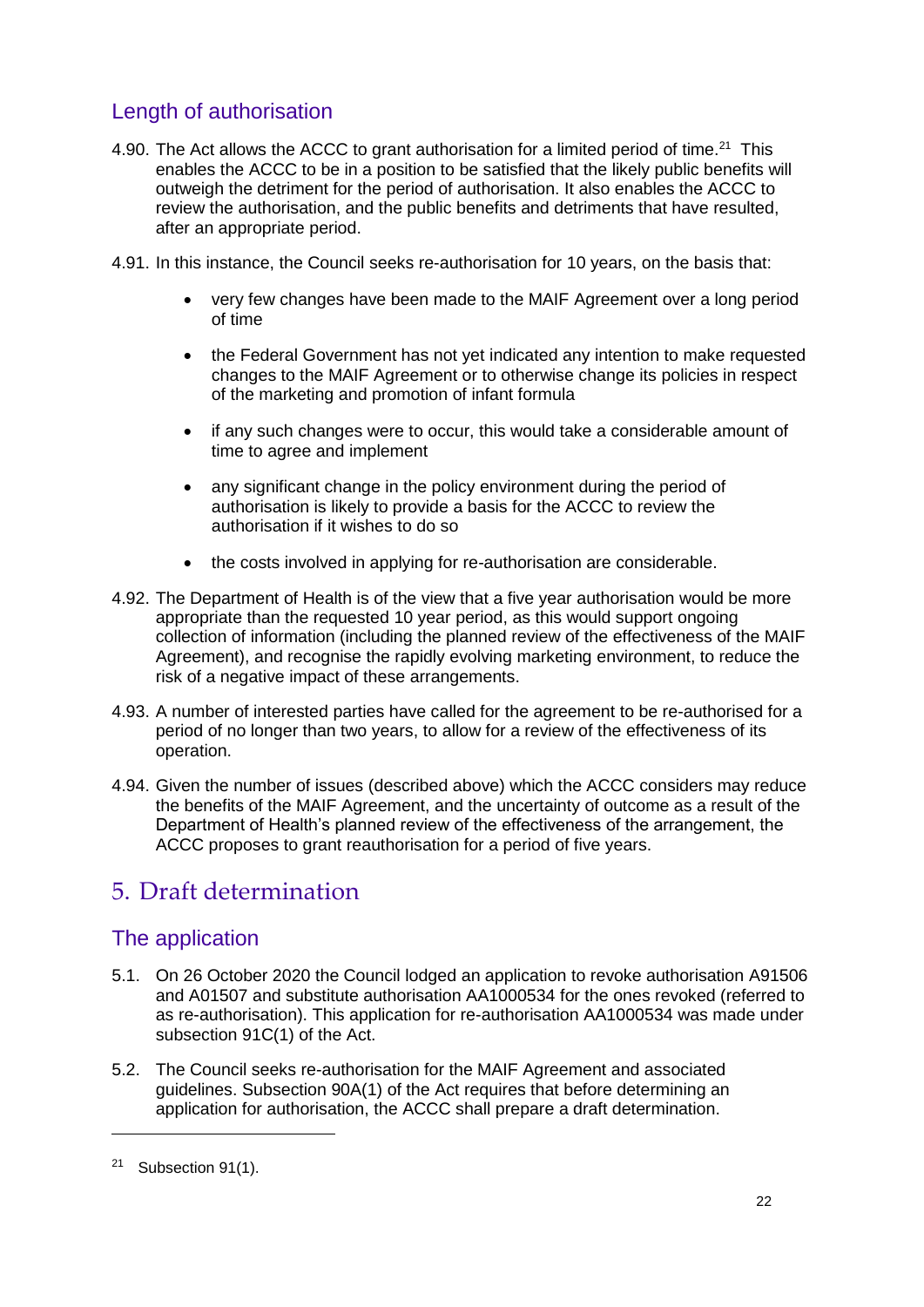## Length of authorisation

4.90. The Act allows the ACCC to grant authorisation for a limited period of time.[21] This enables the ACCC to be in a position to be satisfied that the likely public benefits will outweigh the detriment for the period of authorisation. It also enables the ACCC to review the authorisation, and the public benefits and detriments that have resulted, after an appropriate period.

4.91. In this instance, the Council seeks re-authorisation for 10 years, on the basis that:

- very few changes have been made to the MAIF Agreement over a long period of time
- the Federal Government has not yet indicated any intention to make requested changes to the MAIF Agreement or to otherwise change its policies in respect of the marketing and promotion of infant formula
- if any such changes were to occur, this would take a considerable amount of time to agree and implement
- any significant change in the policy environment during the period of authorisation is likely to provide a basis for the ACCC to review the authorisation if it wishes to do so
- the costs involved in applying for re-authorisation are considerable.

4.92. The Department of Health is of the view that a five year authorisation would be more appropriate than the requested 10 year period, as this would support ongoing collection of information (including the planned review of the effectiveness of the MAIF Agreement), and recognise the rapidly evolving marketing environment, to reduce the risk of a negative impact of these arrangements.

4.93. A number of interested parties have called for the agreement to be re-authorised for a period of no longer than two years, to allow for a review of the effectiveness of its operation.

4.94. Given the number of issues (described above) which the ACCC considers may reduce the benefits of the MAIF Agreement, and the uncertainty of outcome as a result of the Department of Health's planned review of the effectiveness of the arrangement, the ACCC proposes to grant reauthorisation for a period of five years.

# 5. Draft determination

## The application

5.1. On 26 October 2020 the Council lodged an application to revoke authorisation A91506 and A01507 and substitute authorisation AA1000534 for the ones revoked (referred to as re-authorisation). This application for re-authorisation AA1000534 was made under subsection 91C(1) of the Act.

5.2. The Council seeks re-authorisation for the MAIF Agreement and associated guidelines. Subsection 90A(1) of the Act requires that before determining an application for authorisation, the ACCC shall prepare a draft determination.

[21] Subsection 91(1).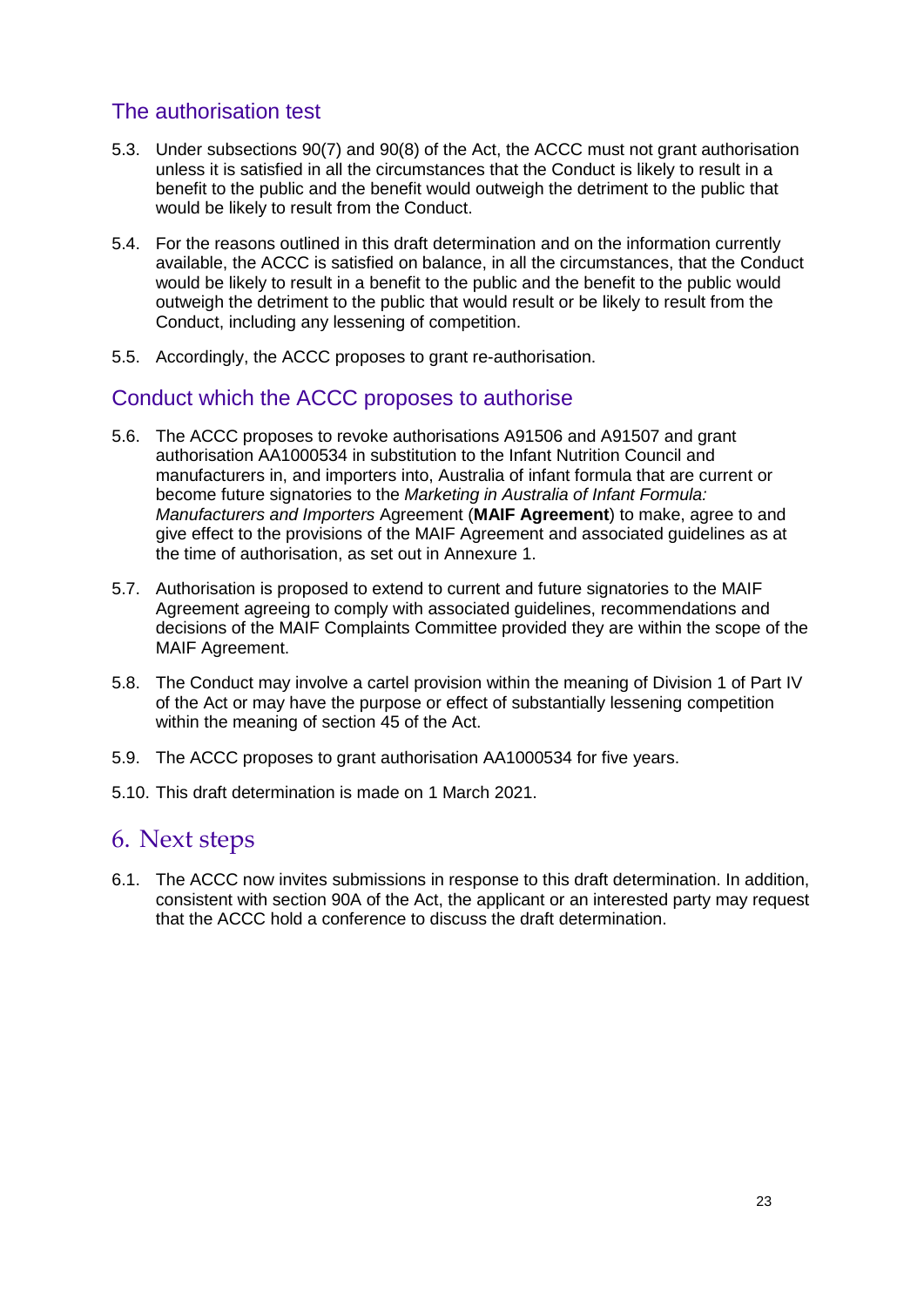## The authorisation test

5.3. Under subsections 90(7) and 90(8) of the Act, the ACCC must not grant authorisation unless it is satisfied in all the circumstances that the Conduct is likely to result in a benefit to the public and the benefit would outweigh the detriment to the public that would be likely to result from the Conduct.

5.4. For the reasons outlined in this draft determination and on the information currently available, the ACCC is satisfied on balance, in all the circumstances, that the Conduct would be likely to result in a benefit to the public and the benefit to the public would outweigh the detriment to the public that would result or be likely to result from the Conduct, including any lessening of competition.

5.5. Accordingly, the ACCC proposes to grant re-authorisation.

## Conduct which the ACCC proposes to authorise

5.6. The ACCC proposes to revoke authorisations A91506 and A91507 and grant authorisation AA1000534 in substitution to the Infant Nutrition Council and manufacturers in, and importers into, Australia of infant formula that are current or become future signatories to the *Marketing in Australia of Infant Formula: Manufacturers and Importers* Agreement (**MAIF Agreement**) to make, agree to and give effect to the provisions of the MAIF Agreement and associated guidelines as at the time of authorisation, as set out in Annexure 1.

5.7. Authorisation is proposed to extend to current and future signatories to the MAIF Agreement agreeing to comply with associated guidelines, recommendations and decisions of the MAIF Complaints Committee provided they are within the scope of the MAIF Agreement.

5.8. The Conduct may involve a cartel provision within the meaning of Division 1 of Part IV of the Act or may have the purpose or effect of substantially lessening competition within the meaning of section 45 of the Act.

5.9. The ACCC proposes to grant authorisation AA1000534 for five years.

5.10. This draft determination is made on 1 March 2021.

# 6. Next steps

6.1. The ACCC now invites submissions in response to this draft determination. In addition, consistent with section 90A of the Act, the applicant or an interested party may request that the ACCC hold a conference to discuss the draft determination.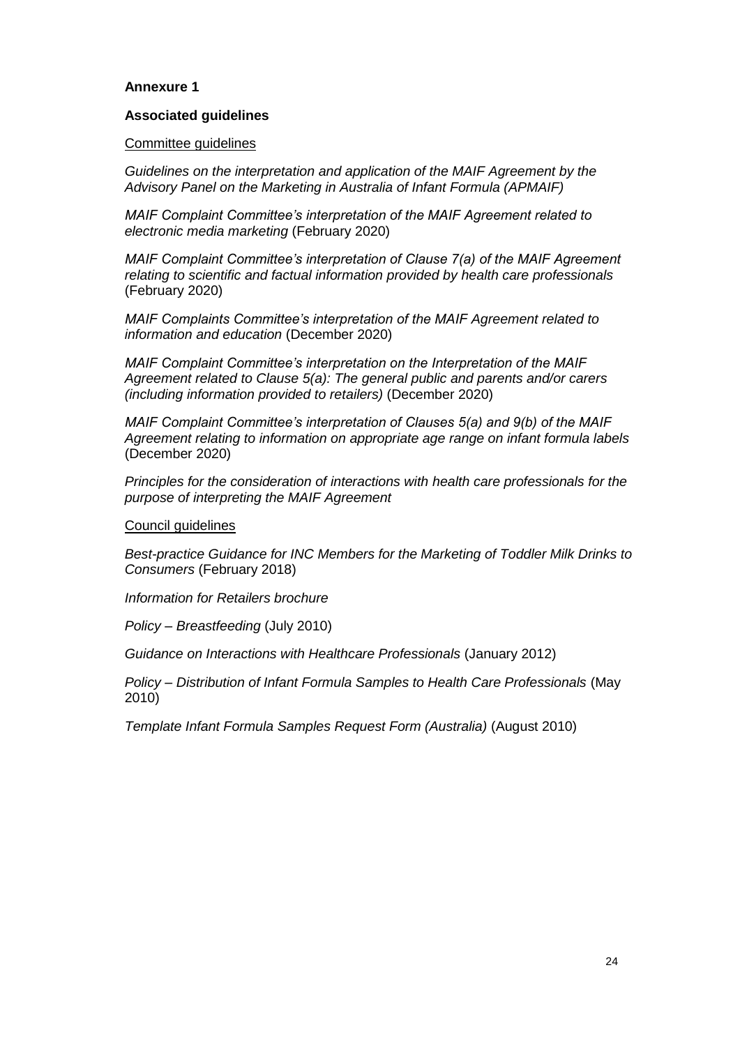**Annexure 1**

**Associated guidelines**

Committee guidelines

*Guidelines on the interpretation and application of the MAIF Agreement by the Advisory Panel on the Marketing in Australia of Infant Formula (APMAIF)*

*MAIF Complaint Committee's interpretation of the MAIF Agreement related to electronic media marketing* (February 2020)

*MAIF Complaint Committee's interpretation of Clause 7(a) of the MAIF Agreement relating to scientific and factual information provided by health care professionals* (February 2020)

*MAIF Complaints Committee's interpretation of the MAIF Agreement related to information and education* (December 2020)

*MAIF Complaint Committee's interpretation on the Interpretation of the MAIF Agreement related to Clause 5(a): The general public and parents and/or carers (including information provided to retailers)* (December 2020)

*MAIF Complaint Committee's interpretation of Clauses 5(a) and 9(b) of the MAIF Agreement relating to information on appropriate age range on infant formula labels* (December 2020)

*Principles for the consideration of interactions with health care professionals for the purpose of interpreting the MAIF Agreement*

Council guidelines

*Best-practice Guidance for INC Members for the Marketing of Toddler Milk Drinks to Consumers* (February 2018)

*Information for Retailers brochure*

*Policy – Breastfeeding* (July 2010)

*Guidance on Interactions with Healthcare Professionals* (January 2012)

*Policy – Distribution of Infant Formula Samples to Health Care Professionals* (May 2010)

*Template Infant Formula Samples Request Form (Australia)* (August 2010)